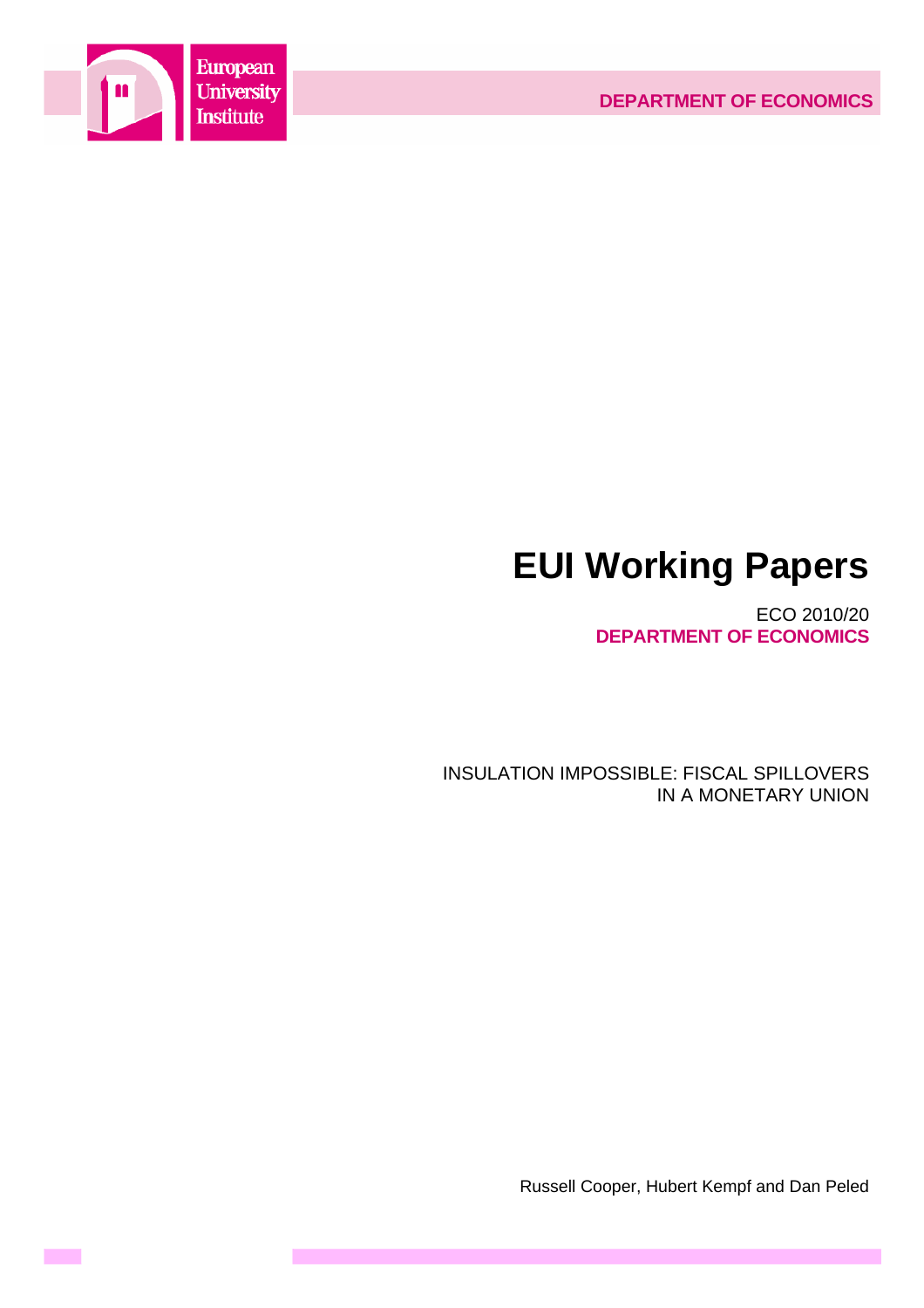European University Institute

**DEPARTMENT OF ECONOMICS**

# EUI Working Papers

ECO 2010/20
**DEPARTMENT OF ECONOMICS**

INSULATION IMPOSSIBLE: FISCAL SPILLOVERS IN A MONETARY UNION

Russell Cooper, Hubert Kempf and Dan Peled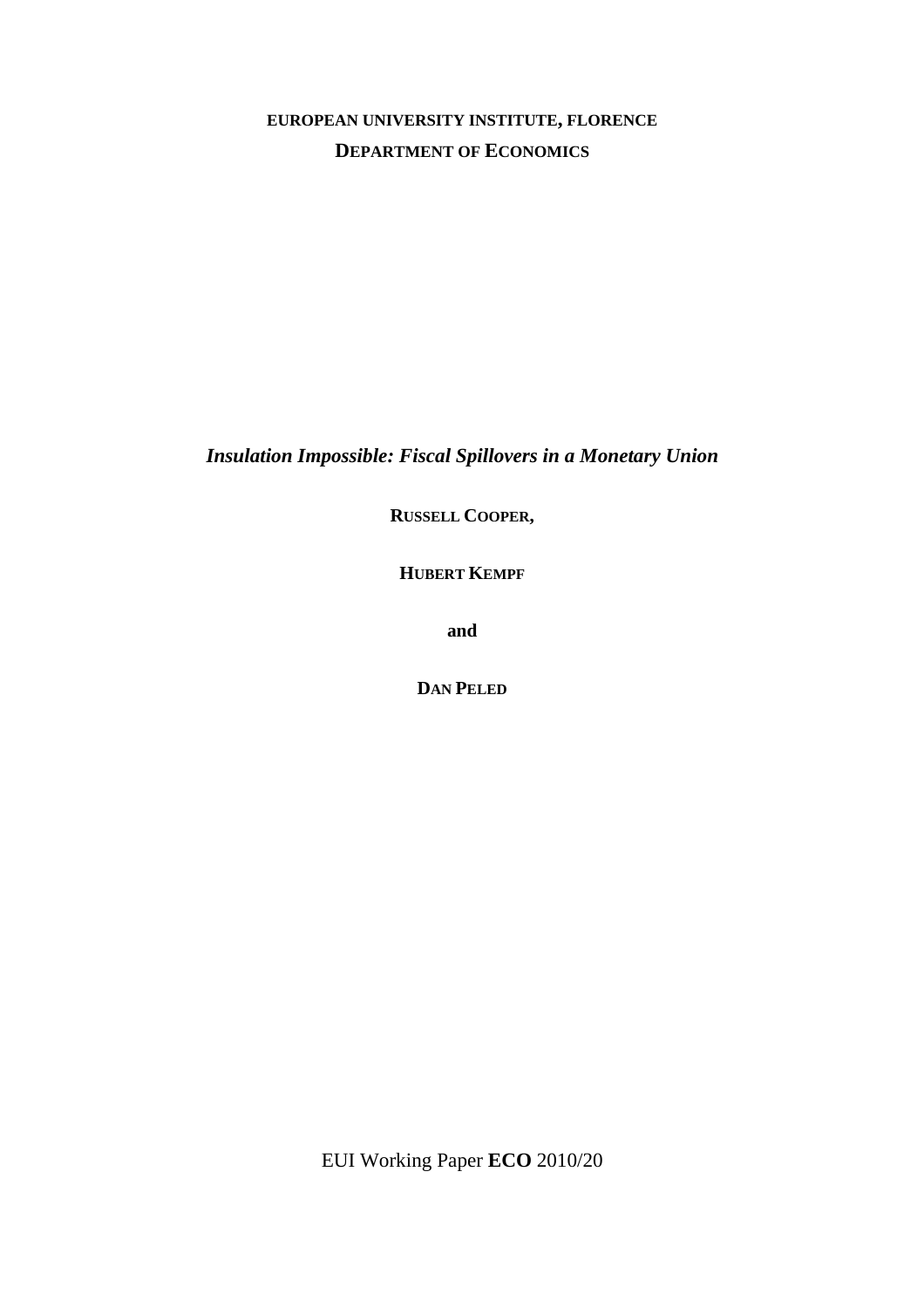**EUROPEAN UNIVERSITY INSTITUTE, FLORENCE**

**DEPARTMENT OF ECONOMICS**

***Insulation Impossible: Fiscal Spillovers in a Monetary Union***

**RUSSELL COOPER,**

**HUBERT KEMPF**

**and**

**DAN PELED**

EUI Working Paper **ECO** 2010/20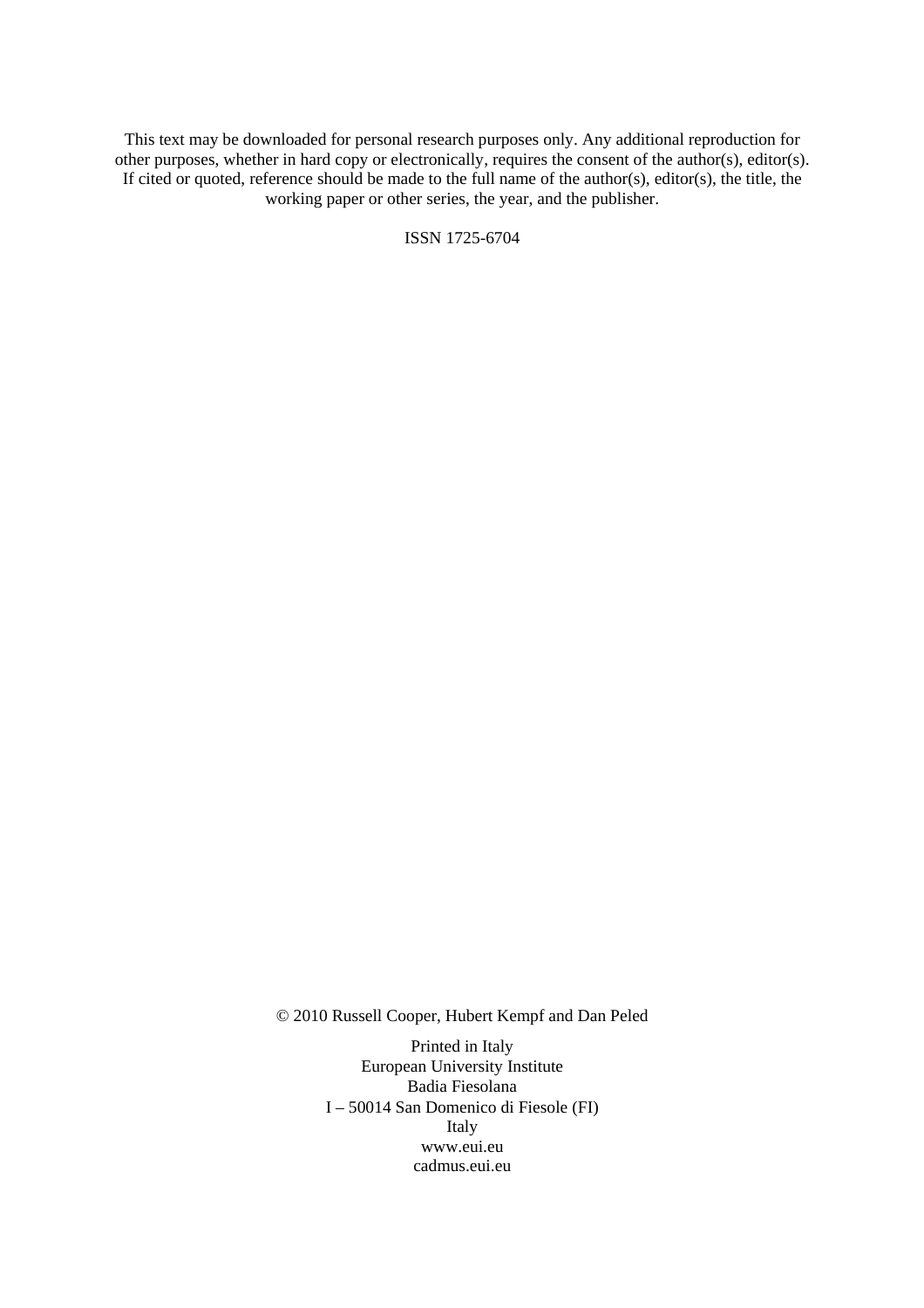This text may be downloaded for personal research purposes only. Any additional reproduction for other purposes, whether in hard copy or electronically, requires the consent of the author(s), editor(s). If cited or quoted, reference should be made to the full name of the author(s), editor(s), the title, the working paper or other series, the year, and the publisher.

ISSN 1725-6704

© 2010 Russell Cooper, Hubert Kempf and Dan Peled

Printed in Italy
European University Institute
Badia Fiesolana
I – 50014 San Domenico di Fiesole (FI)
Italy
www.eui.eu
cadmus.eui.eu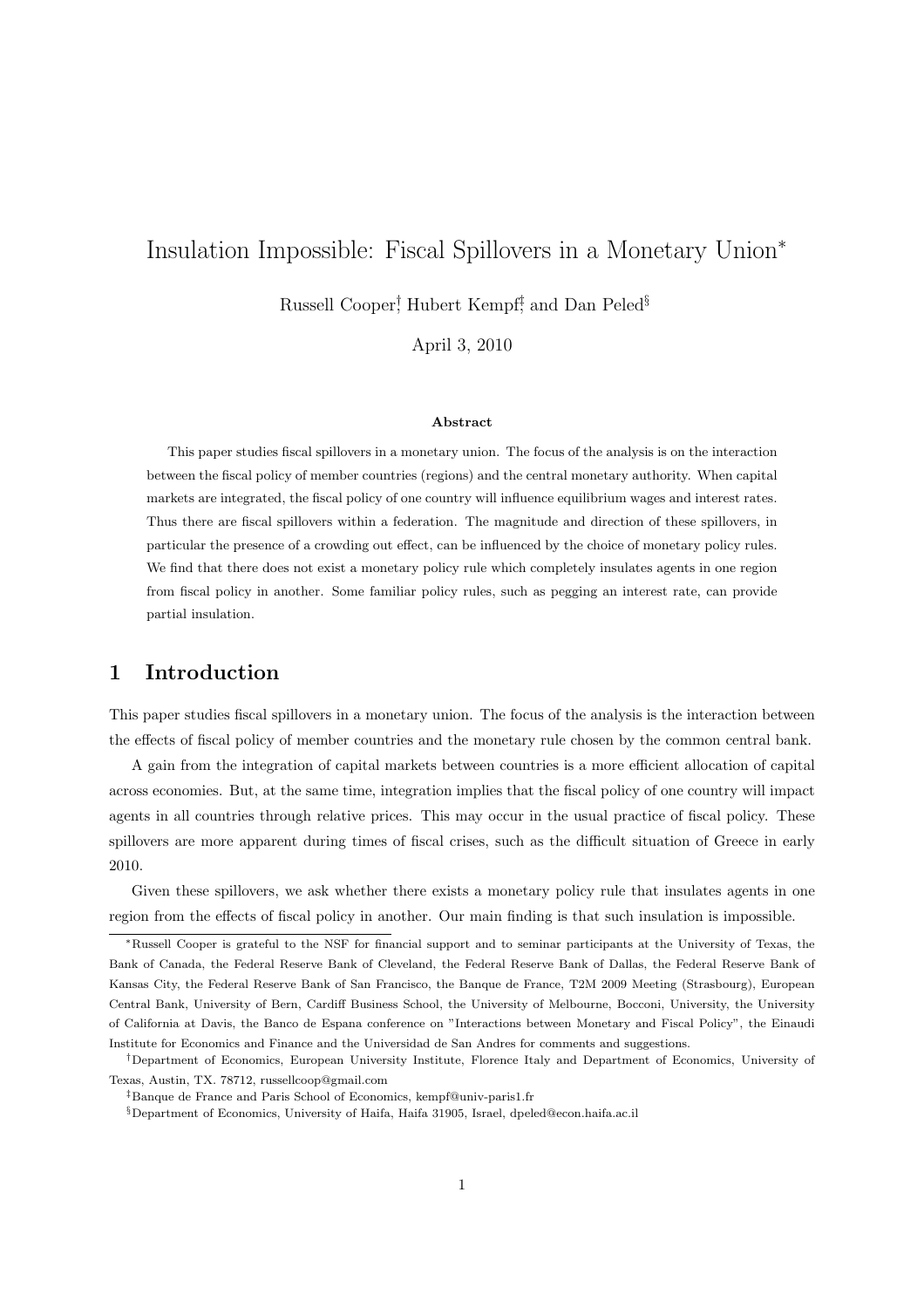# Insulation Impossible: Fiscal Spillovers in a Monetary Union*

Russell Cooper[†], Hubert Kempf[‡], and Dan Peled[§]

April 3, 2010

### Abstract

This paper studies fiscal spillovers in a monetary union. The focus of the analysis is on the interaction between the fiscal policy of member countries (regions) and the central monetary authority. When capital markets are integrated, the fiscal policy of one country will influence equilibrium wages and interest rates. Thus there are fiscal spillovers within a federation. The magnitude and direction of these spillovers, in particular the presence of a crowding out effect, can be influenced by the choice of monetary policy rules. We find that there does not exist a monetary policy rule which completely insulates agents in one region from fiscal policy in another. Some familiar policy rules, such as pegging an interest rate, can provide partial insulation.

## 1 Introduction

This paper studies fiscal spillovers in a monetary union. The focus of the analysis is the interaction between the effects of fiscal policy of member countries and the monetary rule chosen by the common central bank.

A gain from the integration of capital markets between countries is a more efficient allocation of capital across economies. But, at the same time, integration implies that the fiscal policy of one country will impact agents in all countries through relative prices. This may occur in the usual practice of fiscal policy. These spillovers are more apparent during times of fiscal crises, such as the difficult situation of Greece in early 2010.

Given these spillovers, we ask whether there exists a monetary policy rule that insulates agents in one region from the effects of fiscal policy in another. Our main finding is that such insulation is impossible.

---

*Russell Cooper is grateful to the NSF for financial support and to seminar participants at the University of Texas, the Bank of Canada, the Federal Reserve Bank of Cleveland, the Federal Reserve Bank of Dallas, the Federal Reserve Bank of Kansas City, the Federal Reserve Bank of San Francisco, the Banque de France, T2M 2009 Meeting (Strasbourg), European Central Bank, University of Bern, Cardiff Business School, the University of Melbourne, Bocconi, University, the University of California at Davis, the Banco de Espana conference on "Interactions between Monetary and Fiscal Policy", the Einaudi Institute for Economics and Finance and the Universidad de San Andres for comments and suggestions.

[†]Department of Economics, European University Institute, Florence Italy and Department of Economics, University of Texas, Austin, TX. 78712, russellcoop@gmail.com

[‡]Banque de France and Paris School of Economics, kempf@univ-paris1.fr

[§]Department of Economics, University of Haifa, Haifa 31905, Israel, dpeled@econ.haifa.ac.il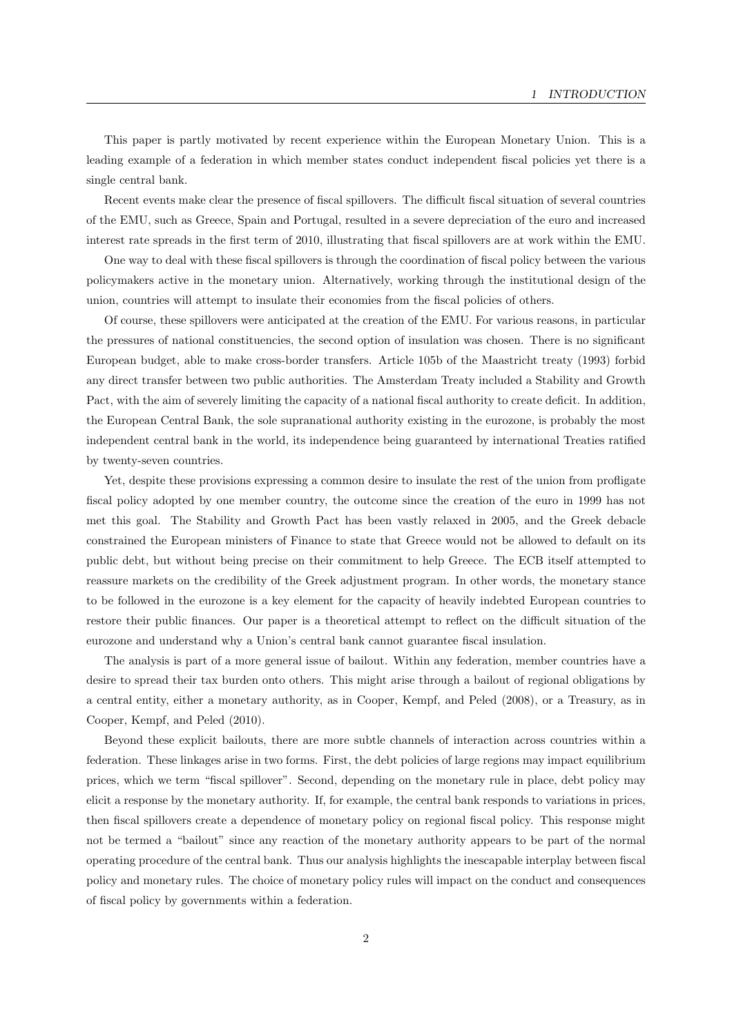This paper is partly motivated by recent experience within the European Monetary Union. This is a leading example of a federation in which member states conduct independent fiscal policies yet there is a single central bank.

Recent events make clear the presence of fiscal spillovers. The difficult fiscal situation of several countries of the EMU, such as Greece, Spain and Portugal, resulted in a severe depreciation of the euro and increased interest rate spreads in the first term of 2010, illustrating that fiscal spillovers are at work within the EMU.

One way to deal with these fiscal spillovers is through the coordination of fiscal policy between the various policymakers active in the monetary union. Alternatively, working through the institutional design of the union, countries will attempt to insulate their economies from the fiscal policies of others.

Of course, these spillovers were anticipated at the creation of the EMU. For various reasons, in particular the pressures of national constituencies, the second option of insulation was chosen. There is no significant European budget, able to make cross-border transfers. Article 105b of the Maastricht treaty (1993) forbid any direct transfer between two public authorities. The Amsterdam Treaty included a Stability and Growth Pact, with the aim of severely limiting the capacity of a national fiscal authority to create deficit. In addition, the European Central Bank, the sole supranational authority existing in the eurozone, is probably the most independent central bank in the world, its independence being guaranteed by international Treaties ratified by twenty-seven countries.

Yet, despite these provisions expressing a common desire to insulate the rest of the union from profligate fiscal policy adopted by one member country, the outcome since the creation of the euro in 1999 has not met this goal. The Stability and Growth Pact has been vastly relaxed in 2005, and the Greek debacle constrained the European ministers of Finance to state that Greece would not be allowed to default on its public debt, but without being precise on their commitment to help Greece. The ECB itself attempted to reassure markets on the credibility of the Greek adjustment program. In other words, the monetary stance to be followed in the eurozone is a key element for the capacity of heavily indebted European countries to restore their public finances. Our paper is a theoretical attempt to reflect on the difficult situation of the eurozone and understand why a Union's central bank cannot guarantee fiscal insulation.

The analysis is part of a more general issue of bailout. Within any federation, member countries have a desire to spread their tax burden onto others. This might arise through a bailout of regional obligations by a central entity, either a monetary authority, as in Cooper, Kempf, and Peled (2008), or a Treasury, as in Cooper, Kempf, and Peled (2010).

Beyond these explicit bailouts, there are more subtle channels of interaction across countries within a federation. These linkages arise in two forms. First, the debt policies of large regions may impact equilibrium prices, which we term "fiscal spillover". Second, depending on the monetary rule in place, debt policy may elicit a response by the monetary authority. If, for example, the central bank responds to variations in prices, then fiscal spillovers create a dependence of monetary policy on regional fiscal policy. This response might not be termed a "bailout" since any reaction of the monetary authority appears to be part of the normal operating procedure of the central bank. Thus our analysis highlights the inescapable interplay between fiscal policy and monetary rules. The choice of monetary policy rules will impact on the conduct and consequences of fiscal policy by governments within a federation.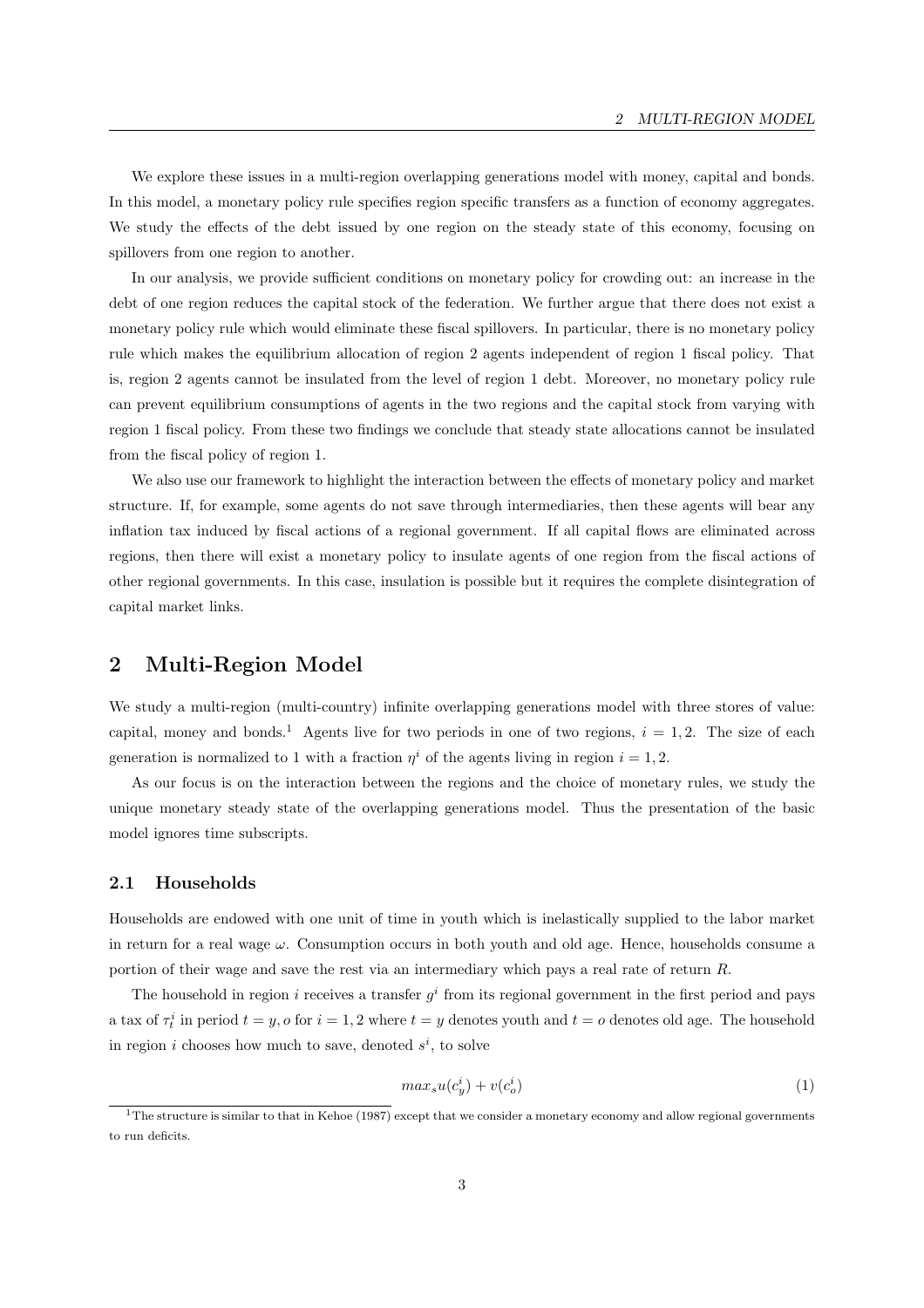We explore these issues in a multi-region overlapping generations model with money, capital and bonds. In this model, a monetary policy rule specifies region specific transfers as a function of economy aggregates. We study the effects of the debt issued by one region on the steady state of this economy, focusing on spillovers from one region to another.

In our analysis, we provide sufficient conditions on monetary policy for crowding out: an increase in the debt of one region reduces the capital stock of the federation. We further argue that there does not exist a monetary policy rule which would eliminate these fiscal spillovers. In particular, there is no monetary policy rule which makes the equilibrium allocation of region 2 agents independent of region 1 fiscal policy. That is, region 2 agents cannot be insulated from the level of region 1 debt. Moreover, no monetary policy rule can prevent equilibrium consumptions of agents in the two regions and the capital stock from varying with region 1 fiscal policy. From these two findings we conclude that steady state allocations cannot be insulated from the fiscal policy of region 1.

We also use our framework to highlight the interaction between the effects of monetary policy and market structure. If, for example, some agents do not save through intermediaries, then these agents will bear any inflation tax induced by fiscal actions of a regional government. If all capital flows are eliminated across regions, then there will exist a monetary policy to insulate agents of one region from the fiscal actions of other regional governments. In this case, insulation is possible but it requires the complete disintegration of capital market links.

## 2 Multi-Region Model

We study a multi-region (multi-country) infinite overlapping generations model with three stores of value: capital, money and bonds.[1] Agents live for two periods in one of two regions, $i = 1, 2$. The size of each generation is normalized to 1 with a fraction $\eta^i$ of the agents living in region $i = 1, 2$.

As our focus is on the interaction between the regions and the choice of monetary rules, we study the unique monetary steady state of the overlapping generations model. Thus the presentation of the basic model ignores time subscripts.

### 2.1 Households

Households are endowed with one unit of time in youth which is inelastically supplied to the labor market in return for a real wage $\omega$. Consumption occurs in both youth and old age. Hence, households consume a portion of their wage and save the rest via an intermediary which pays a real rate of return $R$.

The household in region $i$ receives a transfer $g^i$ from its regional government in the first period and pays a tax of $\tau_t^i$ in period $t = y, o$ for $i = 1, 2$ where $t = y$ denotes youth and $t = o$ denotes old age. The household in region $i$ chooses how much to save, denoted $s^i$, to solve

$$max_s u(c_y^i) + v(c_o^i) \tag{1}$$

[1] The structure is similar to that in Kehoe (1987) except that we consider a monetary economy and allow regional governments to run deficits.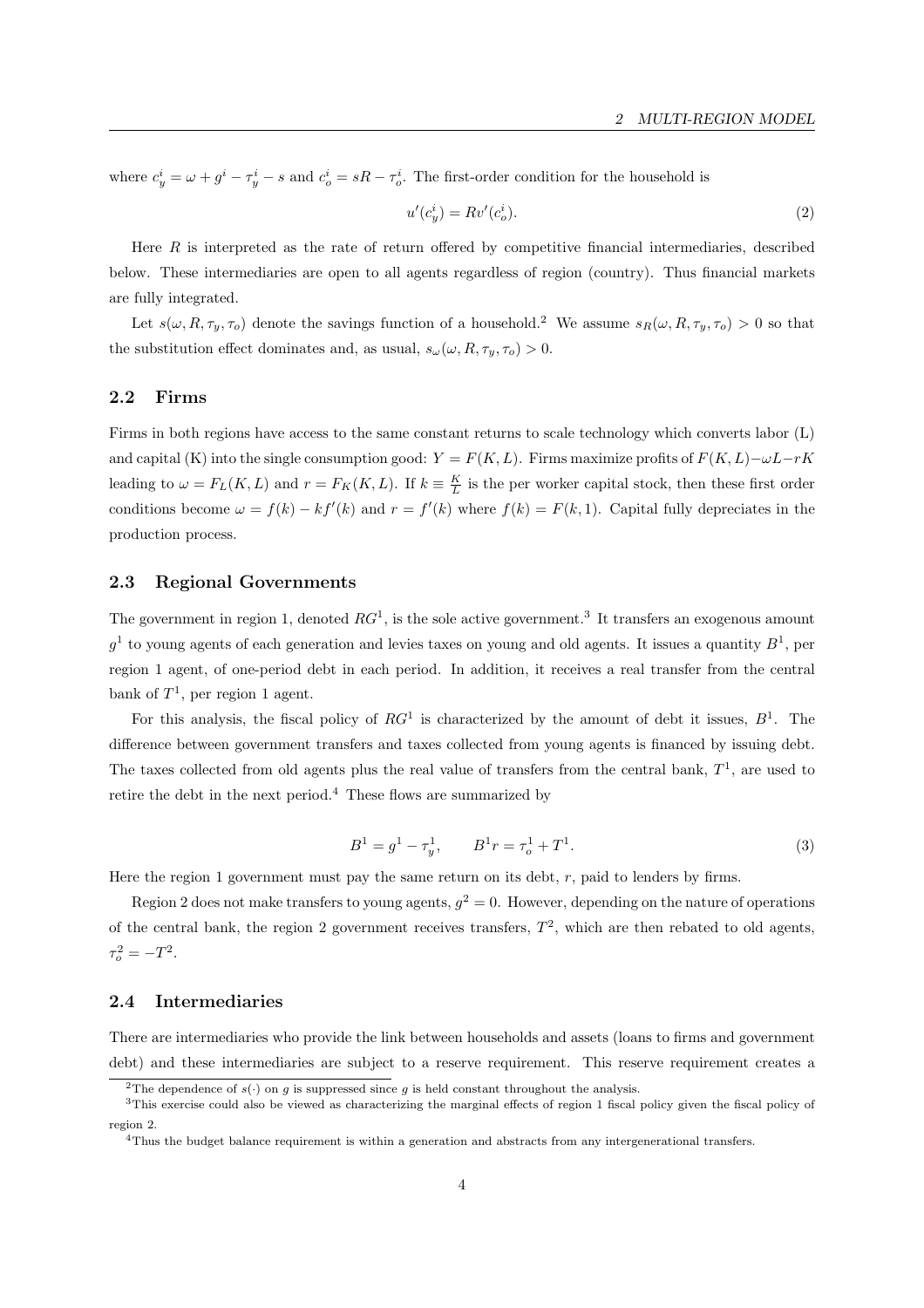where $c_y^i = \omega + g^i - \tau_y^i - s$ and $c_o^i = sR - \tau_o^i$. The first-order condition for the household is

$$u'(c_y^i) = Rv'(c_o^i). \tag{2}$$

Here $R$ is interpreted as the rate of return offered by competitive financial intermediaries, described below. These intermediaries are open to all agents regardless of region (country). Thus financial markets are fully integrated.

Let $s(\omega, R, \tau_y, \tau_o)$ denote the savings function of a household.[2] We assume $s_R(\omega, R, \tau_y, \tau_o) > 0$ so that the substitution effect dominates and, as usual, $s_\omega(\omega, R, \tau_y, \tau_o) > 0$.

## 2.2 Firms

Firms in both regions have access to the same constant returns to scale technology which converts labor (L) and capital (K) into the single consumption good: $Y = F(K, L)$. Firms maximize profits of $F(K, L) - \omega L - rK$ leading to $\omega = F_L(K, L)$ and $r = F_K(K, L)$. If $k \equiv \frac{K}{L}$ is the per worker capital stock, then these first order conditions become $\omega = f(k) - kf'(k)$ and $r = f'(k)$ where $f(k) = F(k, 1)$. Capital fully depreciates in the production process.

## 2.3 Regional Governments

The government in region 1, denoted $RG^1$, is the sole active government.[3] It transfers an exogenous amount $g^1$ to young agents of each generation and levies taxes on young and old agents. It issues a quantity $B^1$, per region 1 agent, of one-period debt in each period. In addition, it receives a real transfer from the central bank of $T^1$, per region 1 agent.

For this analysis, the fiscal policy of $RG^1$ is characterized by the amount of debt it issues, $B^1$. The difference between government transfers and taxes collected from young agents is financed by issuing debt. The taxes collected from old agents plus the real value of transfers from the central bank, $T^1$, are used to retire the debt in the next period.[4] These flows are summarized by

$$B^1 = g^1 - \tau_y^1, \qquad B^1 r = \tau_o^1 + T^1. \tag{3}$$

Here the region 1 government must pay the same return on its debt, $r$, paid to lenders by firms.

Region 2 does not make transfers to young agents, $g^2 = 0$. However, depending on the nature of operations of the central bank, the region 2 government receives transfers, $T^2$, which are then rebated to old agents, $\tau_o^2 = -T^2$.

## 2.4 Intermediaries

There are intermediaries who provide the link between households and assets (loans to firms and government debt) and these intermediaries are subject to a reserve requirement. This reserve requirement creates a

[2] The dependence of $s(\cdot)$ on $g$ is suppressed since $g$ is held constant throughout the analysis.

[3] This exercise could also be viewed as characterizing the marginal effects of region 1 fiscal policy given the fiscal policy of region 2.

[4] Thus the budget balance requirement is within a generation and abstracts from any intergenerational transfers.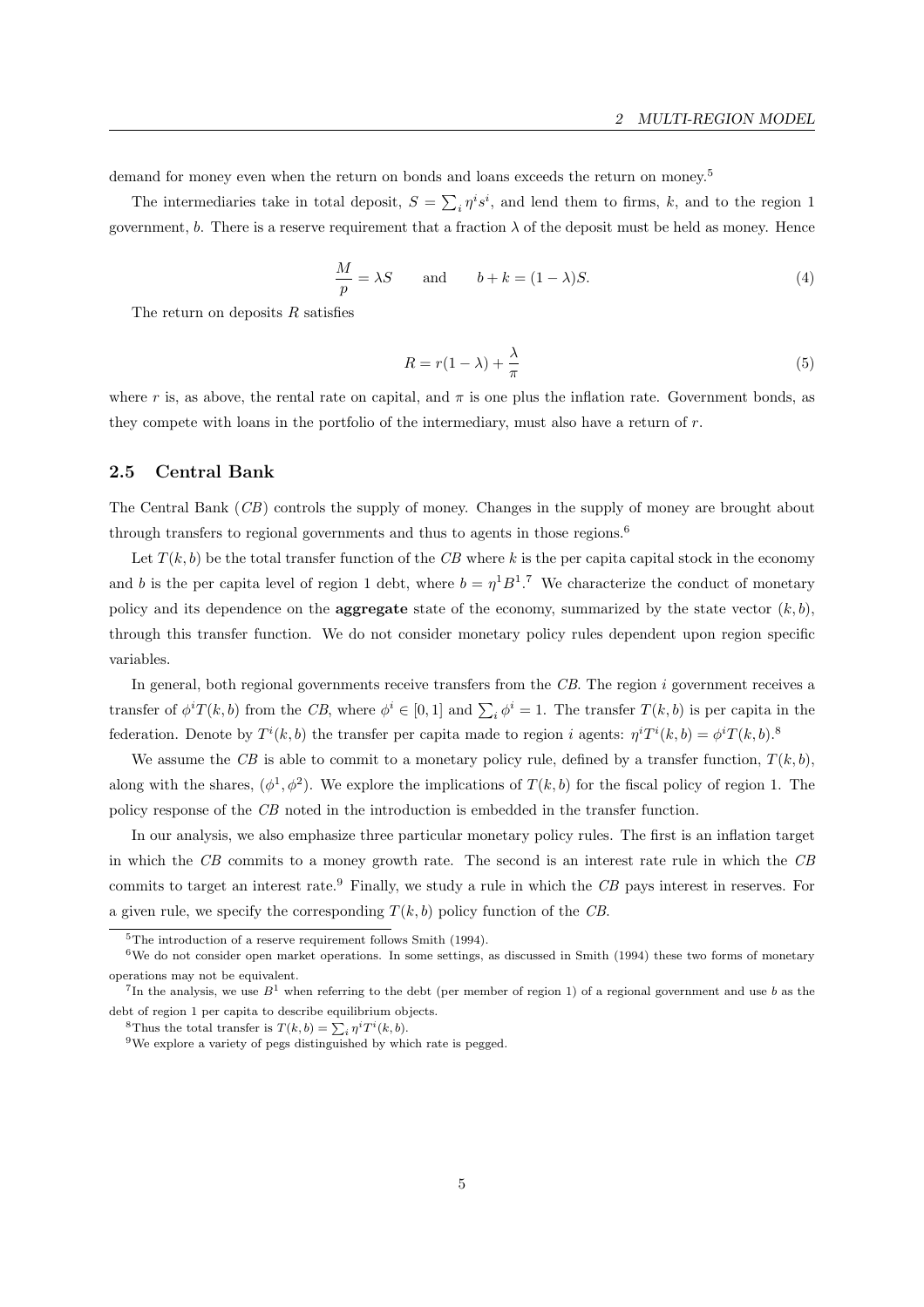demand for money even when the return on bonds and loans exceeds the return on money.[5]

The intermediaries take in total deposit, $S = \sum_i \eta^i s^i$, and lend them to firms, $k$, and to the region 1 government, $b$. There is a reserve requirement that a fraction $\lambda$ of the deposit must be held as money. Hence

$$\frac{M}{p} = \lambda S \qquad \text{and} \qquad b + k = (1-\lambda)S. \tag{4}$$

The return on deposits $R$ satisfies

$$R = r(1-\lambda) + \frac{\lambda}{\pi} \tag{5}$$

where $r$ is, as above, the rental rate on capital, and $\pi$ is one plus the inflation rate. Government bonds, as they compete with loans in the portfolio of the intermediary, must also have a return of $r$.

### 2.5 Central Bank

The Central Bank (*CB*) controls the supply of money. Changes in the supply of money are brought about through transfers to regional governments and thus to agents in those regions.[6]

Let $T(k, b)$ be the total transfer function of the *CB* where $k$ is the per capita capital stock in the economy and $b$ is the per capita level of region 1 debt, where $b = \eta^1 B^1$.[7] We characterize the conduct of monetary policy and its dependence on the **aggregate** state of the economy, summarized by the state vector $(k, b)$, through this transfer function. We do not consider monetary policy rules dependent upon region specific variables.

In general, both regional governments receive transfers from the *CB*. The region $i$ government receives a transfer of $\phi^i T(k, b)$ from the *CB*, where $\phi^i \in [0, 1]$ and $\sum_i \phi^i = 1$. The transfer $T(k, b)$ is per capita in the federation. Denote by $T^i(k, b)$ the transfer per capita made to region $i$ agents: $\eta^i T^i(k, b) = \phi^i T(k, b)$.[8]

We assume the *CB* is able to commit to a monetary policy rule, defined by a transfer function, $T(k, b)$, along with the shares, $(\phi^1, \phi^2)$. We explore the implications of $T(k, b)$ for the fiscal policy of region 1. The policy response of the *CB* noted in the introduction is embedded in the transfer function.

In our analysis, we also emphasize three particular monetary policy rules. The first is an inflation target in which the *CB* commits to a money growth rate. The second is an interest rate rule in which the *CB* commits to target an interest rate.[9] Finally, we study a rule in which the *CB* pays interest in reserves. For a given rule, we specify the corresponding $T(k, b)$ policy function of the *CB*.

---

[5] The introduction of a reserve requirement follows Smith (1994).

[6] We do not consider open market operations. In some settings, as discussed in Smith (1994) these two forms of monetary operations may not be equivalent.

[7] In the analysis, we use $B^1$ when referring to the debt (per member of region 1) of a regional government and use $b$ as the debt of region 1 per capita to describe equilibrium objects.

[8] Thus the total transfer is $T(k, b) = \sum_i \eta^i T^i(k, b)$.

[9] We explore a variety of pegs distinguished by which rate is pegged.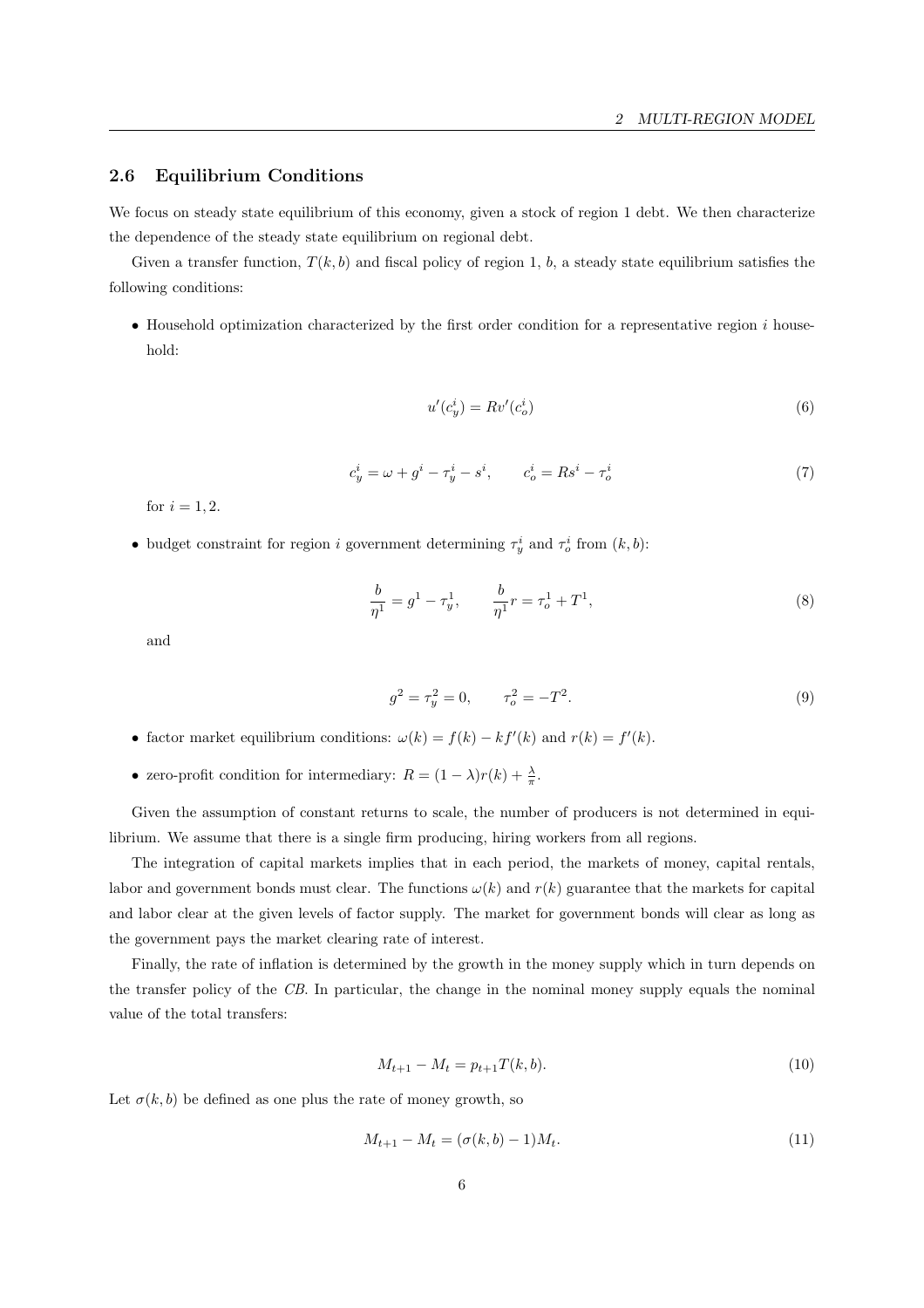### 2.6 Equilibrium Conditions

We focus on steady state equilibrium of this economy, given a stock of region 1 debt. We then characterize the dependence of the steady state equilibrium on regional debt.

Given a transfer function, $T(k, b)$ and fiscal policy of region 1, $b$, a steady state equilibrium satisfies the following conditions:

- Household optimization characterized by the first order condition for a representative region $i$ household:

$$u'(c_y^i) = Rv'(c_o^i) \tag{6}$$

$$c_y^i = \omega + g^i - \tau_y^i - s^i, \qquad c_o^i = Rs^i - \tau_o^i \tag{7}$$

  for $i = 1, 2$.

- budget constraint for region $i$ government determining $\tau_y^i$ and $\tau_o^i$ from $(k, b)$:

$$\frac{b}{\eta^1} = g^1 - \tau_y^1, \qquad \frac{b}{\eta^1} r = \tau_o^1 + T^1, \tag{8}$$

  and

$$g^2 = \tau_y^2 = 0, \qquad \tau_o^2 = -T^2. \tag{9}$$

- factor market equilibrium conditions: $\omega(k) = f(k) - kf'(k)$ and $r(k) = f'(k)$.
- zero-profit condition for intermediary: $R = (1 - \lambda)r(k) + \frac{\lambda}{\pi}$.

Given the assumption of constant returns to scale, the number of producers is not determined in equilibrium. We assume that there is a single firm producing, hiring workers from all regions.

The integration of capital markets implies that in each period, the markets of money, capital rentals, labor and government bonds must clear. The functions $\omega(k)$ and $r(k)$ guarantee that the markets for capital and labor clear at the given levels of factor supply. The market for government bonds will clear as long as the government pays the market clearing rate of interest.

Finally, the rate of inflation is determined by the growth in the money supply which in turn depends on the transfer policy of the *CB*. In particular, the change in the nominal money supply equals the nominal value of the total transfers:

$$M_{t+1} - M_t = p_{t+1}T(k, b). \tag{10}$$

Let $\sigma(k, b)$ be defined as one plus the rate of money growth, so

$$M_{t+1} - M_t = (\sigma(k, b) - 1)M_t. \tag{11}$$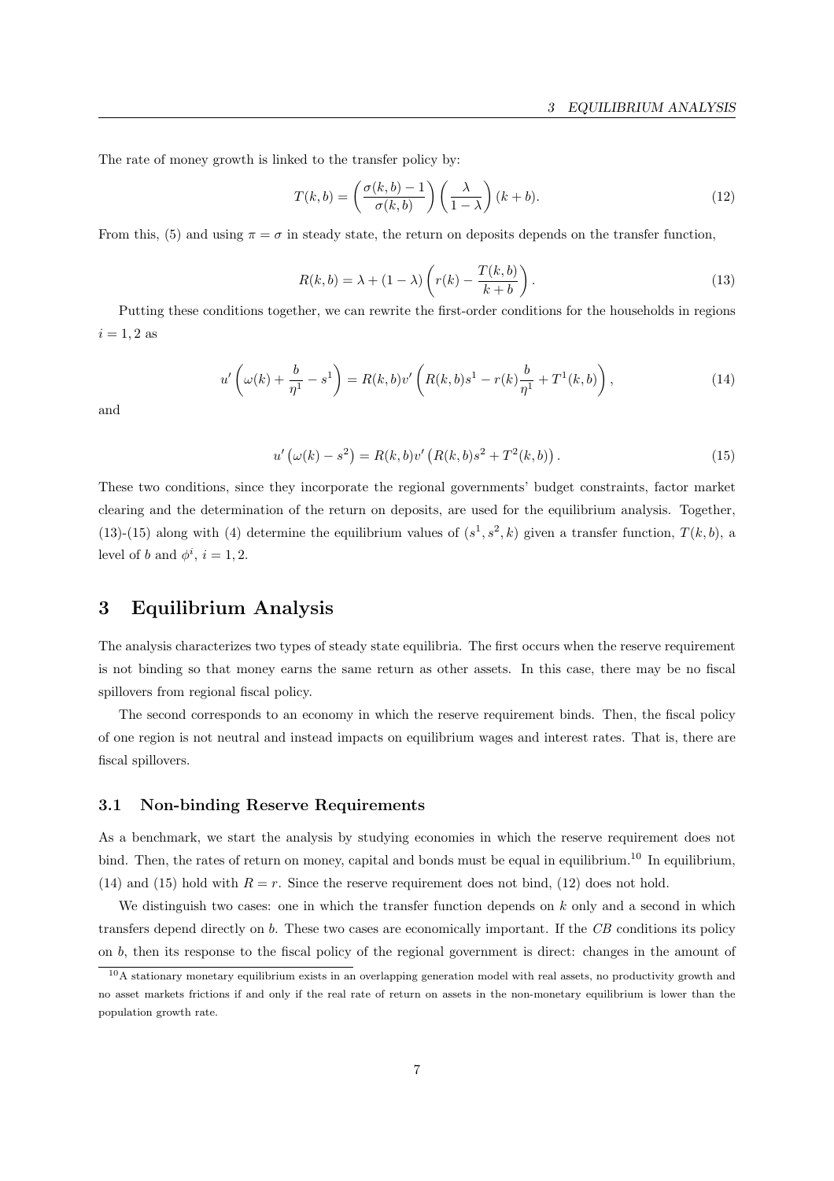The rate of money growth is linked to the transfer policy by:

$$T(k,b) = \left(\frac{\sigma(k,b)-1}{\sigma(k,b)}\right)\left(\frac{\lambda}{1-\lambda}\right)(k+b). \tag{12}$$

From this, (5) and using $\pi = \sigma$ in steady state, the return on deposits depends on the transfer function,

$$R(k,b) = \lambda + (1-\lambda)\left(r(k) - \frac{T(k,b)}{k+b}\right). \tag{13}$$

Putting these conditions together, we can rewrite the first-order conditions for the households in regions $i = 1, 2$ as

$$u'\left(\omega(k) + \frac{b}{\eta^1} - s^1\right) = R(k,b)v'\left(R(k,b)s^1 - r(k)\frac{b}{\eta^1} + T^1(k,b)\right), \tag{14}$$

and

$$u'\left(\omega(k) - s^2\right) = R(k,b)v'\left(R(k,b)s^2 + T^2(k,b)\right). \tag{15}$$

These two conditions, since they incorporate the regional governments' budget constraints, factor market clearing and the determination of the return on deposits, are used for the equilibrium analysis. Together, (13)-(15) along with (4) determine the equilibrium values of $(s^1, s^2, k)$ given a transfer function, $T(k,b)$, a level of $b$ and $\phi^i$, $i = 1, 2$.

# 3 Equilibrium Analysis

The analysis characterizes two types of steady state equilibria. The first occurs when the reserve requirement is not binding so that money earns the same return as other assets. In this case, there may be no fiscal spillovers from regional fiscal policy.

The second corresponds to an economy in which the reserve requirement binds. Then, the fiscal policy of one region is not neutral and instead impacts on equilibrium wages and interest rates. That is, there are fiscal spillovers.

## 3.1 Non-binding Reserve Requirements

As a benchmark, we start the analysis by studying economies in which the reserve requirement does not bind. Then, the rates of return on money, capital and bonds must be equal in equilibrium.[10] In equilibrium, (14) and (15) hold with $R = r$. Since the reserve requirement does not bind, (12) does not hold.

We distinguish two cases: one in which the transfer function depends on $k$ only and a second in which transfers depend directly on $b$. These two cases are economically important. If the *CB* conditions its policy on $b$, then its response to the fiscal policy of the regional government is direct: changes in the amount of

[10] A stationary monetary equilibrium exists in an overlapping generation model with real assets, no productivity growth and no asset markets frictions if and only if the real rate of return on assets in the non-monetary equilibrium is lower than the population growth rate.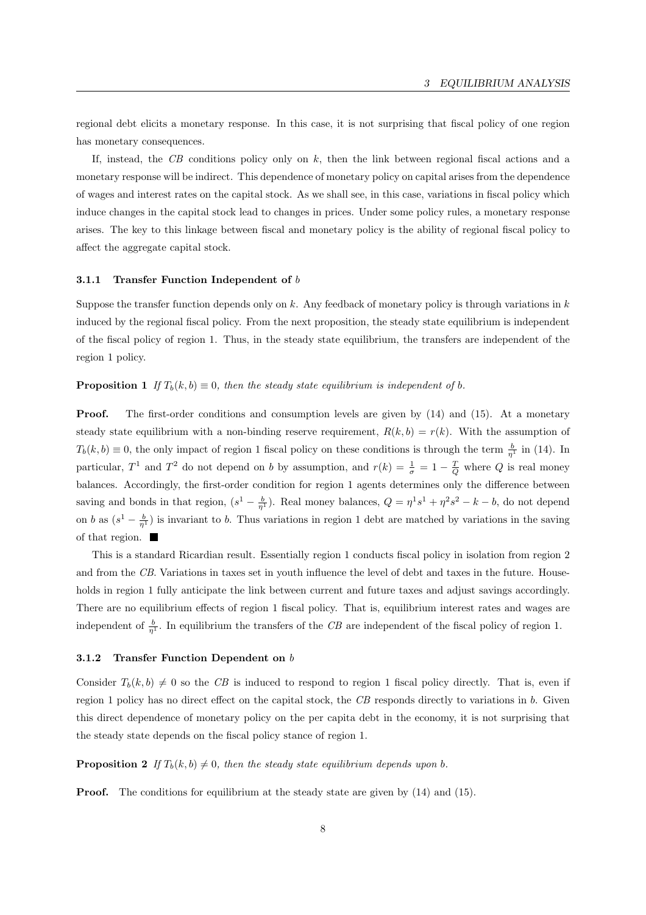regional debt elicits a monetary response. In this case, it is not surprising that fiscal policy of one region has monetary consequences.

If, instead, the *CB* conditions policy only on $k$, then the link between regional fiscal actions and a monetary response will be indirect. This dependence of monetary policy on capital arises from the dependence of wages and interest rates on the capital stock. As we shall see, in this case, variations in fiscal policy which induce changes in the capital stock lead to changes in prices. Under some policy rules, a monetary response arises. The key to this linkage between fiscal and monetary policy is the ability of regional fiscal policy to affect the aggregate capital stock.

### 3.1.1 Transfer Function Independent of $b$

Suppose the transfer function depends only on $k$. Any feedback of monetary policy is through variations in $k$ induced by the regional fiscal policy. From the next proposition, the steady state equilibrium is independent of the fiscal policy of region 1. Thus, in the steady state equilibrium, the transfers are independent of the region 1 policy.

**Proposition 1** *If $T_b(k,b) \equiv 0$, then the steady state equilibrium is independent of $b$.*

**Proof.** The first-order conditions and consumption levels are given by (14) and (15). At a monetary steady state equilibrium with a non-binding reserve requirement, $R(k,b) = r(k)$. With the assumption of $T_b(k,b) \equiv 0$, the only impact of region 1 fiscal policy on these conditions is through the term $\frac{b}{\eta^1}$ in (14). In particular, $T^1$ and $T^2$ do not depend on $b$ by assumption, and $r(k) = \frac{1}{\sigma} = 1 - \frac{T}{Q}$ where $Q$ is real money balances. Accordingly, the first-order condition for region 1 agents determines only the difference between saving and bonds in that region, $(s^1 - \frac{b}{\eta^1})$. Real money balances, $Q = \eta^1 s^1 + \eta^2 s^2 - k - b$, do not depend on $b$ as $(s^1 - \frac{b}{\eta^1})$ is invariant to $b$. Thus variations in region 1 debt are matched by variations in the saving of that region. ■

This is a standard Ricardian result. Essentially region 1 conducts fiscal policy in isolation from region 2 and from the *CB*. Variations in taxes set in youth influence the level of debt and taxes in the future. Households in region 1 fully anticipate the link between current and future taxes and adjust savings accordingly. There are no equilibrium effects of region 1 fiscal policy. That is, equilibrium interest rates and wages are independent of $\frac{b}{\eta^1}$. In equilibrium the transfers of the *CB* are independent of the fiscal policy of region 1.

### 3.1.2 Transfer Function Dependent on $b$

Consider $T_b(k,b) \neq 0$ so the *CB* is induced to respond to region 1 fiscal policy directly. That is, even if region 1 policy has no direct effect on the capital stock, the *CB* responds directly to variations in $b$. Given this direct dependence of monetary policy on the per capita debt in the economy, it is not surprising that the steady state depends on the fiscal policy stance of region 1.

**Proposition 2** *If $T_b(k,b) \neq 0$, then the steady state equilibrium depends upon $b$.*

**Proof.** The conditions for equilibrium at the steady state are given by (14) and (15).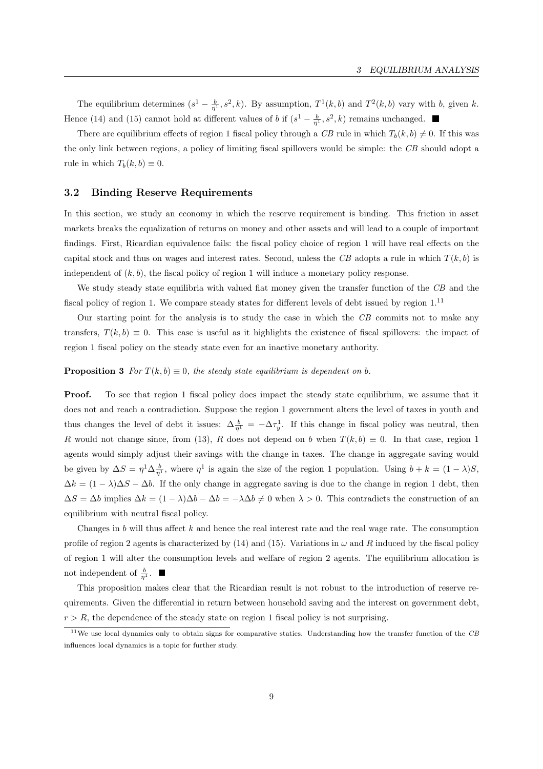The equilibrium determines $(s^1 - \frac{b}{\eta^1}, s^2, k)$. By assumption, $T^1(k,b)$ and $T^2(k,b)$ vary with $b$, given $k$. Hence (14) and (15) cannot hold at different values of $b$ if $(s^1 - \frac{b}{\eta^1}, s^2, k)$ remains unchanged. ■

There are equilibrium effects of region 1 fiscal policy through a *CB* rule in which $T_b(k,b) \neq 0$. If this was the only link between regions, a policy of limiting fiscal spillovers would be simple: the *CB* should adopt a rule in which $T_b(k,b) \equiv 0$.

### 3.2 Binding Reserve Requirements

In this section, we study an economy in which the reserve requirement is binding. This friction in asset markets breaks the equalization of returns on money and other assets and will lead to a couple of important findings. First, Ricardian equivalence fails: the fiscal policy choice of region 1 will have real effects on the capital stock and thus on wages and interest rates. Second, unless the *CB* adopts a rule in which $T(k,b)$ is independent of $(k,b)$, the fiscal policy of region 1 will induce a monetary policy response.

We study steady state equilibria with valued fiat money given the transfer function of the *CB* and the fiscal policy of region 1. We compare steady states for different levels of debt issued by region 1.[11]

Our starting point for the analysis is to study the case in which the *CB* commits not to make any transfers, $T(k,b) \equiv 0$. This case is useful as it highlights the existence of fiscal spillovers: the impact of region 1 fiscal policy on the steady state even for an inactive monetary authority.

**Proposition 3** *For $T(k,b) \equiv 0$, the steady state equilibrium is dependent on $b$.*

**Proof.** To see that region 1 fiscal policy does impact the steady state equilibrium, we assume that it does not and reach a contradiction. Suppose the region 1 government alters the level of taxes in youth and thus changes the level of debt it issues: $\Delta \frac{b}{\eta^1} = -\Delta \tau_y^1$. If this change in fiscal policy was neutral, then $R$ would not change since, from (13), $R$ does not depend on $b$ when $T(k,b) \equiv 0$. In that case, region 1 agents would simply adjust their savings with the change in taxes. The change in aggregate saving would be given by $\Delta S = \eta^1 \Delta \frac{b}{\eta^1}$, where $\eta^1$ is again the size of the region 1 population. Using $b + k = (1-\lambda)S$, $\Delta k = (1-\lambda)\Delta S - \Delta b$. If the only change in aggregate saving is due to the change in region 1 debt, then $\Delta S = \Delta b$ implies $\Delta k = (1-\lambda)\Delta b - \Delta b = -\lambda \Delta b \neq 0$ when $\lambda > 0$. This contradicts the construction of an equilibrium with neutral fiscal policy.

Changes in $b$ will thus affect $k$ and hence the real interest rate and the real wage rate. The consumption profile of region 2 agents is characterized by (14) and (15). Variations in $\omega$ and $R$ induced by the fiscal policy of region 1 will alter the consumption levels and welfare of region 2 agents. The equilibrium allocation is not independent of $\frac{b}{\eta^1}$. ■

This proposition makes clear that the Ricardian result is not robust to the introduction of reserve requirements. Given the differential in return between household saving and the interest on government debt, $r > R$, the dependence of the steady state on region 1 fiscal policy is not surprising.

[11] We use local dynamics only to obtain signs for comparative statics. Understanding how the transfer function of the *CB* influences local dynamics is a topic for further study.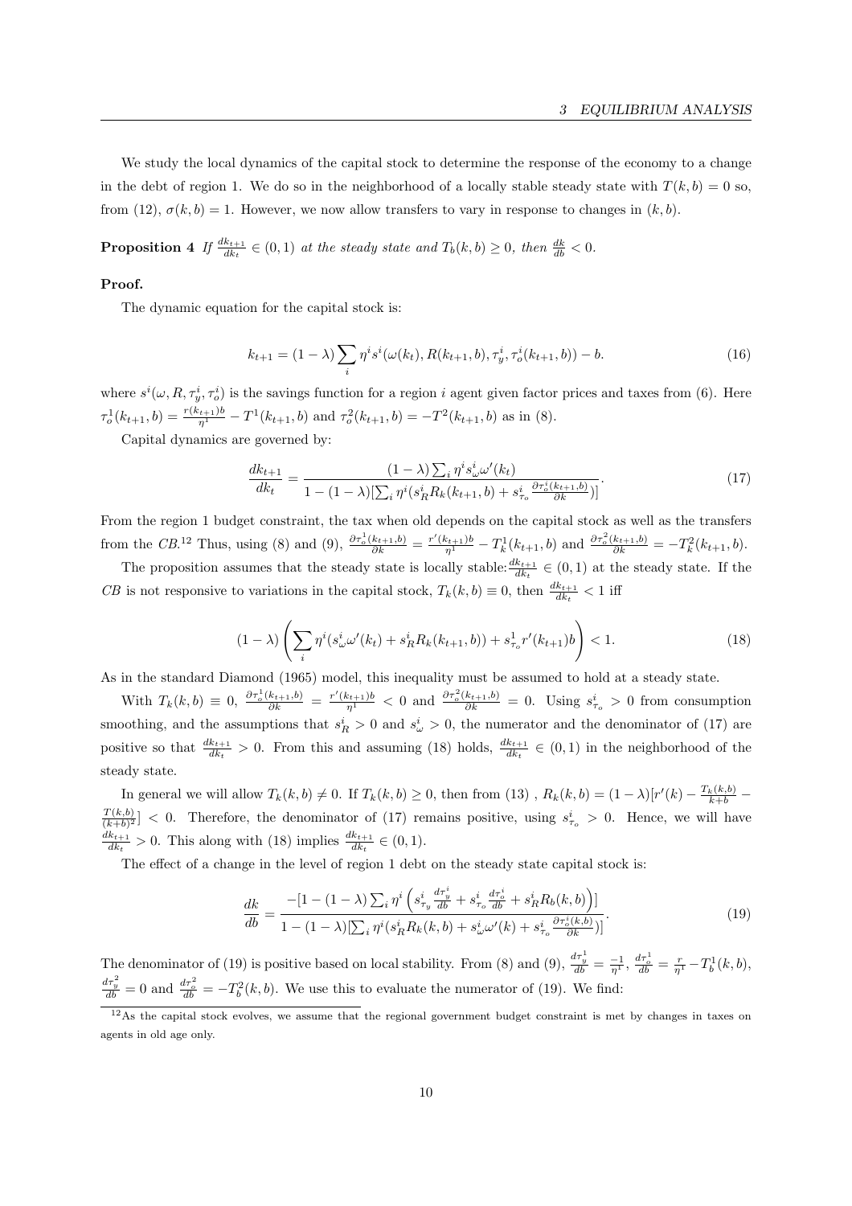We study the local dynamics of the capital stock to determine the response of the economy to a change in the debt of region 1. We do so in the neighborhood of a locally stable steady state with $T(k,b)=0$ so, from (12), $\sigma(k,b)=1$. However, we now allow transfers to vary in response to changes in $(k,b)$.

**Proposition 4** *If $\frac{dk_{t+1}}{dk_t}\in(0,1)$ at the steady state and $T_b(k,b)\geq 0$, then $\frac{dk}{db}<0$.*

**Proof.**

The dynamic equation for the capital stock is:

$$k_{t+1}=(1-\lambda)\sum_i \eta^i s^i(\omega(k_t),R(k_{t+1},b),\tau_y^i,\tau_o^i(k_{t+1},b))-b. \tag{16}$$

where $s^i(\omega,R,\tau_y^i,\tau_o^i)$ is the savings function for a region $i$ agent given factor prices and taxes from (6). Here $\tau_o^1(k_{t+1},b)=\frac{r(k_{t+1})b}{\eta^1}-T^1(k_{t+1},b)$ and $\tau_o^2(k_{t+1},b)=-T^2(k_{t+1},b)$ as in (8).

Capital dynamics are governed by:

$$\frac{dk_{t+1}}{dk_t}=\frac{(1-\lambda)\sum_i \eta^i s_\omega^i\omega'(k_t)}{1-(1-\lambda)[\sum_i \eta^i(s_R^i R_k(k_{t+1},b)+s_{\tau_o}^i\frac{\partial \tau_o^i(k_{t+1},b)}{\partial k})]}. \tag{17}$$

From the region 1 budget constraint, the tax when old depends on the capital stock as well as the transfers from the *CB*.[12] Thus, using (8) and (9), $\frac{\partial \tau_o^1(k_{t+1},b)}{\partial k}=\frac{r'(k_{t+1})b}{\eta^1}-T_k^1(k_{t+1},b)$ and $\frac{\partial \tau_o^2(k_{t+1},b)}{\partial k}=-T_k^2(k_{t+1},b)$.

The proposition assumes that the steady state is locally stable: $\frac{dk_{t+1}}{dk_t}\in(0,1)$ at the steady state. If the *CB* is not responsive to variations in the capital stock, $T_k(k,b)\equiv 0$, then $\frac{dk_{t+1}}{dk_t}<1$ iff

$$(1-\lambda)\left(\sum_i \eta^i(s_\omega^i\omega'(k_t)+s_R^iR_k(k_{t+1},b))+s_{\tau_o}^1 r'(k_{t+1})b\right)<1. \tag{18}$$

As in the standard Diamond (1965) model, this inequality must be assumed to hold at a steady state.

With $T_k(k,b)\equiv 0$, $\frac{\partial \tau_o^1(k_{t+1},b)}{\partial k}=\frac{r'(k_{t+1})b}{\eta^1}<0$ and $\frac{\partial \tau_o^2(k_{t+1},b)}{\partial k}=0$. Using $s_{\tau_o}^i>0$ from consumption smoothing, and the assumptions that $s_R^i>0$ and $s_\omega^i>0$, the numerator and the denominator of (17) are positive so that $\frac{dk_{t+1}}{dk_t}>0$. From this and assuming (18) holds, $\frac{dk_{t+1}}{dk_t}\in(0,1)$ in the neighborhood of the steady state.

In general we will allow $T_k(k,b)\neq 0$. If $T_k(k,b)\geq 0$, then from (13), $R_k(k,b)=(1-\lambda)[r'(k)-\frac{T_k(k,b)}{k+b}-\frac{T(k,b)}{(k+b)^2}]<0$. Therefore, the denominator of (17) remains positive, using $s_{\tau_o}^i>0$. Hence, we will have $\frac{dk_{t+1}}{dk_t}>0$. This along with (18) implies $\frac{dk_{t+1}}{dk_t}\in(0,1)$.

The effect of a change in the level of region 1 debt on the steady state capital stock is:

$$\frac{dk}{db}=\frac{-[1-(1-\lambda)\sum_i \eta^i\left(s_{\tau_y}^i\frac{d\tau_y^i}{db}+s_{\tau_o}^i\frac{d\tau_o^i}{db}+s_R^iR_b(k,b)\right)]}{1-(1-\lambda)[\sum_i \eta^i(s_R^iR_k(k,b)+s_\omega^i\omega'(k)+s_{\tau_o}^i\frac{\partial \tau_o^i(k,b)}{\partial k})]}. \tag{19}$$

The denominator of (19) is positive based on local stability. From (8) and (9), $\frac{d\tau_y^1}{db}=\frac{-1}{\eta^1}$, $\frac{d\tau_o^1}{db}=\frac{r}{\eta^1}-T_b^1(k,b)$, $\frac{d\tau_y^2}{db}=0$ and $\frac{d\tau_o^2}{db}=-T_b^2(k,b)$. We use this to evaluate the numerator of (19). We find:

[12] As the capital stock evolves, we assume that the regional government budget constraint is met by changes in taxes on agents in old age only.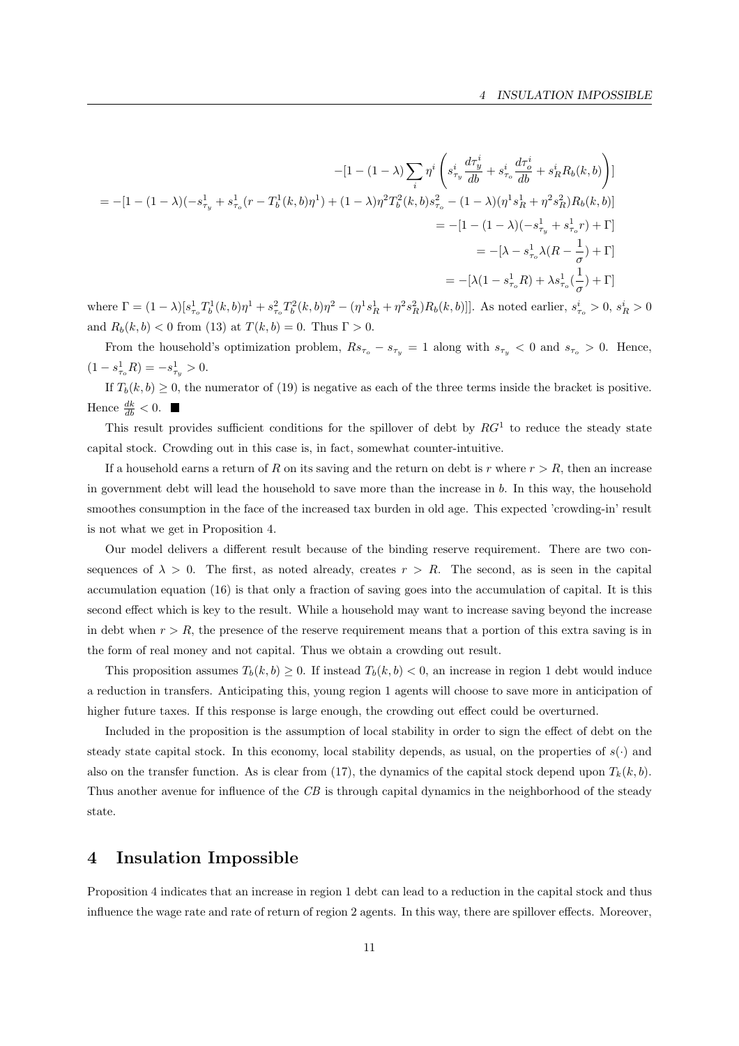$$-[1-(1-\lambda)\sum_i \eta^i \left( s^i_{\tau_y} \frac{d\tau^i_y}{db} + s^i_{\tau_o} \frac{d\tau^i_o}{db} + s^i_R R_b(k,b) \right)]$$

$$= -[1-(1-\lambda)(-s^1_{\tau_y} + s^1_{\tau_o}(r - T^1_b(k,b)\eta^1) + (1-\lambda)\eta^2 T^2_b(k,b) s^2_{\tau_o} - (1-\lambda)(\eta^1 s^1_R + \eta^2 s^2_R) R_b(k,b)]$$

$$= -[1-(1-\lambda)(-s^1_{\tau_y} + s^1_{\tau_o} r) + \Gamma]$$

$$= -[\lambda - s^1_{\tau_o}\lambda(R - \frac{1}{\sigma}) + \Gamma]$$

$$= -[\lambda(1 - s^1_{\tau_o} R) + \lambda s^1_{\tau_o}(\frac{1}{\sigma}) + \Gamma]$$

where $\Gamma = (1-\lambda)[s^1_{\tau_o} T^1_b(k,b)\eta^1 + s^2_{\tau_o} T^2_b(k,b)\eta^2 - (\eta^1 s^1_R + \eta^2 s^2_R) R_b(k,b)]]$. As noted earlier, $s^i_{\tau_o} > 0$, $s^i_R > 0$ and $R_b(k,b) < 0$ from (13) at $T(k,b) = 0$. Thus $\Gamma > 0$.

From the household's optimization problem, $Rs_{\tau_o} - s_{\tau_y} = 1$ along with $s_{\tau_y} < 0$ and $s_{\tau_o} > 0$. Hence, $(1 - s^1_{\tau_o} R) = -s^1_{\tau_y} > 0$.

If $T_b(k,b) \geq 0$, the numerator of (19) is negative as each of the three terms inside the bracket is positive. Hence $\frac{dk}{db} < 0$. ■

This result provides sufficient conditions for the spillover of debt by $RG^1$ to reduce the steady state capital stock. Crowding out in this case is, in fact, somewhat counter-intuitive.

If a household earns a return of $R$ on its saving and the return on debt is $r$ where $r > R$, then an increase in government debt will lead the household to save more than the increase in $b$. In this way, the household smoothes consumption in the face of the increased tax burden in old age. This expected 'crowding-in' result is not what we get in Proposition 4.

Our model delivers a different result because of the binding reserve requirement. There are two consequences of $\lambda > 0$. The first, as noted already, creates $r > R$. The second, as is seen in the capital accumulation equation (16) is that only a fraction of saving goes into the accumulation of capital. It is this second effect which is key to the result. While a household may want to increase saving beyond the increase in debt when $r > R$, the presence of the reserve requirement means that a portion of this extra saving is in the form of real money and not capital. Thus we obtain a crowding out result.

This proposition assumes $T_b(k,b) \geq 0$. If instead $T_b(k,b) < 0$, an increase in region 1 debt would induce a reduction in transfers. Anticipating this, young region 1 agents will choose to save more in anticipation of higher future taxes. If this response is large enough, the crowding out effect could be overturned.

Included in the proposition is the assumption of local stability in order to sign the effect of debt on the steady state capital stock. In this economy, local stability depends, as usual, on the properties of $s(\cdot)$ and also on the transfer function. As is clear from (17), the dynamics of the capital stock depend upon $T_k(k,b)$. Thus another avenue for influence of the $CB$ is through capital dynamics in the neighborhood of the steady state.

# 4 Insulation Impossible

Proposition 4 indicates that an increase in region 1 debt can lead to a reduction in the capital stock and thus influence the wage rate and rate of return of region 2 agents. In this way, there are spillover effects. Moreover,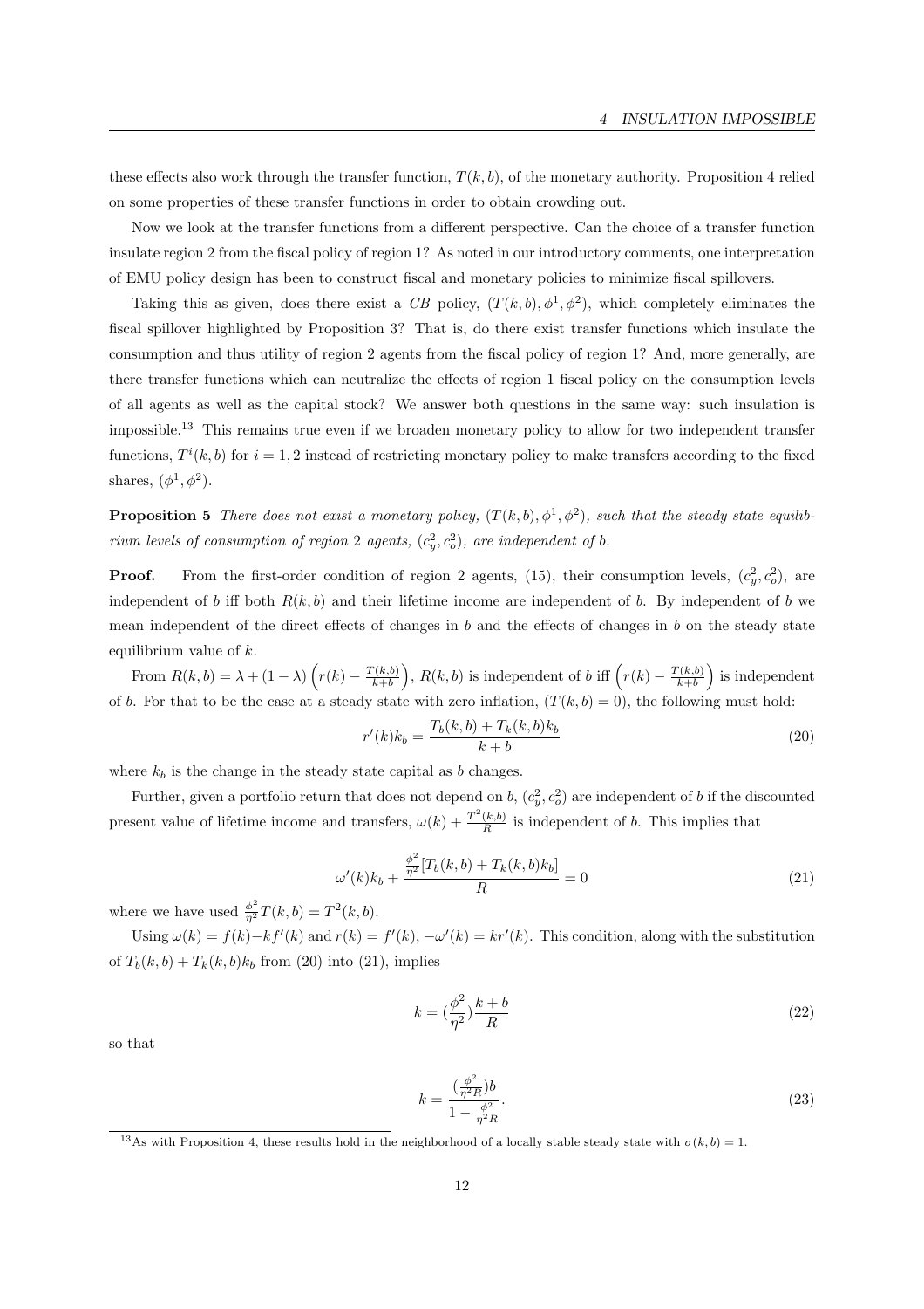these effects also work through the transfer function, $T(k,b)$, of the monetary authority. Proposition 4 relied on some properties of these transfer functions in order to obtain crowding out.

Now we look at the transfer functions from a different perspective. Can the choice of a transfer function insulate region 2 from the fiscal policy of region 1? As noted in our introductory comments, one interpretation of EMU policy design has been to construct fiscal and monetary policies to minimize fiscal spillovers.

Taking this as given, does there exist a *CB* policy, $(T(k,b), \phi^1, \phi^2)$, which completely eliminates the fiscal spillover highlighted by Proposition 3? That is, do there exist transfer functions which insulate the consumption and thus utility of region 2 agents from the fiscal policy of region 1? And, more generally, are there transfer functions which can neutralize the effects of region 1 fiscal policy on the consumption levels of all agents as well as the capital stock? We answer both questions in the same way: such insulation is impossible.[13] This remains true even if we broaden monetary policy to allow for two independent transfer functions, $T^i(k,b)$ for $i = 1,2$ instead of restricting monetary policy to make transfers according to the fixed shares, $(\phi^1, \phi^2)$.

**Proposition 5** *There does not exist a monetary policy, $(T(k,b), \phi^1, \phi^2)$, such that the steady state equilibrium levels of consumption of region 2 agents, $(c_y^2, c_o^2)$, are independent of $b$.*

**Proof.** From the first-order condition of region 2 agents, (15), their consumption levels, $(c_y^2, c_o^2)$, are independent of $b$ iff both $R(k,b)$ and their lifetime income are independent of $b$. By independent of $b$ we mean independent of the direct effects of changes in $b$ and the effects of changes in $b$ on the steady state equilibrium value of $k$.

From $R(k,b) = \lambda + (1-\lambda)\left(r(k) - \frac{T(k,b)}{k+b}\right)$, $R(k,b)$ is independent of $b$ iff $\left(r(k) - \frac{T(k,b)}{k+b}\right)$ is independent of $b$. For that to be the case at a steady state with zero inflation, $(T(k,b) = 0)$, the following must hold:

$$r'(k)k_b = \frac{T_b(k,b) + T_k(k,b)k_b}{k+b} \tag{20}$$

where $k_b$ is the change in the steady state capital as $b$ changes.

Further, given a portfolio return that does not depend on $b$, $(c_y^2, c_o^2)$ are independent of $b$ if the discounted present value of lifetime income and transfers, $\omega(k) + \frac{T^2(k,b)}{R}$ is independent of $b$. This implies that

$$\omega'(k)k_b + \frac{\frac{\phi^2}{\eta^2}[T_b(k,b) + T_k(k,b)k_b]}{R} = 0 \tag{21}$$

where we have used $\frac{\phi^2}{\eta^2}T(k,b) = T^2(k,b)$.

Using $\omega(k) = f(k) - kf'(k)$ and $r(k) = f'(k)$, $-\omega'(k) = kr'(k)$. This condition, along with the substitution of $T_b(k,b) + T_k(k,b)k_b$ from (20) into (21), implies

$$k = \left(\frac{\phi^2}{\eta^2}\right)\frac{k+b}{R} \tag{22}$$

so that

$$k = \frac{\left(\frac{\phi^2}{\eta^2 R}\right)b}{1 - \frac{\phi^2}{\eta^2 R}}. \tag{23}$$

[13] As with Proposition 4, these results hold in the neighborhood of a locally stable steady state with $\sigma(k,b) = 1$.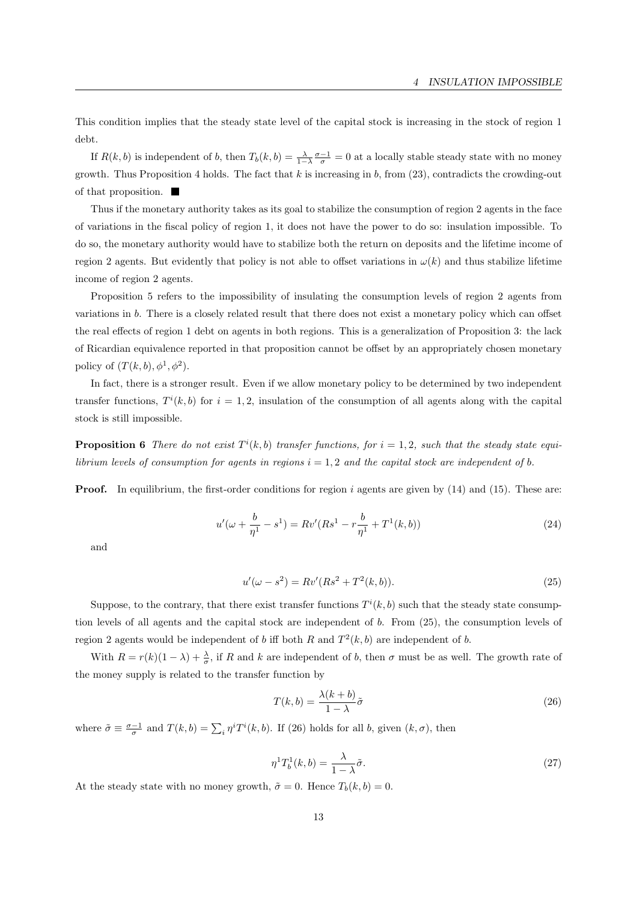This condition implies that the steady state level of the capital stock is increasing in the stock of region 1 debt.

If $R(k,b)$ is independent of $b$, then $T_b(k,b) = \frac{\lambda}{1-\lambda}\frac{\sigma-1}{\sigma} = 0$ at a locally stable steady state with no money growth. Thus Proposition 4 holds. The fact that $k$ is increasing in $b$, from (23), contradicts the crowding-out of that proposition. ■

Thus if the monetary authority takes as its goal to stabilize the consumption of region 2 agents in the face of variations in the fiscal policy of region 1, it does not have the power to do so: insulation impossible. To do so, the monetary authority would have to stabilize both the return on deposits and the lifetime income of region 2 agents. But evidently that policy is not able to offset variations in $\omega(k)$ and thus stabilize lifetime income of region 2 agents.

Proposition 5 refers to the impossibility of insulating the consumption levels of region 2 agents from variations in $b$. There is a closely related result that there does not exist a monetary policy which can offset the real effects of region 1 debt on agents in both regions. This is a generalization of Proposition 3: the lack of Ricardian equivalence reported in that proposition cannot be offset by an appropriately chosen monetary policy of $(T(k,b), \phi^1, \phi^2)$.

In fact, there is a stronger result. Even if we allow monetary policy to be determined by two independent transfer functions, $T^i(k,b)$ for $i = 1,2$, insulation of the consumption of all agents along with the capital stock is still impossible.

**Proposition 6** *There do not exist $T^i(k,b)$ transfer functions, for $i = 1,2$, such that the steady state equilibrium levels of consumption for agents in regions $i = 1,2$ and the capital stock are independent of $b$.*

**Proof.** In equilibrium, the first-order conditions for region $i$ agents are given by (14) and (15). These are:

$$u'(\omega + \frac{b}{\eta^1} - s^1) = Rv'(Rs^1 - r\frac{b}{\eta^1} + T^1(k,b)) \tag{24}$$

and

$$u'(\omega - s^2) = Rv'(Rs^2 + T^2(k,b)). \tag{25}$$

Suppose, to the contrary, that there exist transfer functions $T^i(k,b)$ such that the steady state consumption levels of all agents and the capital stock are independent of $b$. From (25), the consumption levels of region 2 agents would be independent of $b$ iff both $R$ and $T^2(k,b)$ are independent of $b$.

With $R = r(k)(1-\lambda) + \frac{\lambda}{\sigma}$, if $R$ and $k$ are independent of $b$, then $\sigma$ must be as well. The growth rate of the money supply is related to the transfer function by

$$T(k,b) = \frac{\lambda(k+b)}{1-\lambda}\tilde{\sigma} \tag{26}$$

where $\tilde{\sigma} \equiv \frac{\sigma-1}{\sigma}$ and $T(k,b) = \sum_i \eta^i T^i(k,b)$. If (26) holds for all $b$, given $(k,\sigma)$, then

$$\eta^1 T_b^1(k,b) = \frac{\lambda}{1-\lambda}\tilde{\sigma}. \tag{27}$$

At the steady state with no money growth, $\tilde{\sigma} = 0$. Hence $T_b(k,b) = 0$.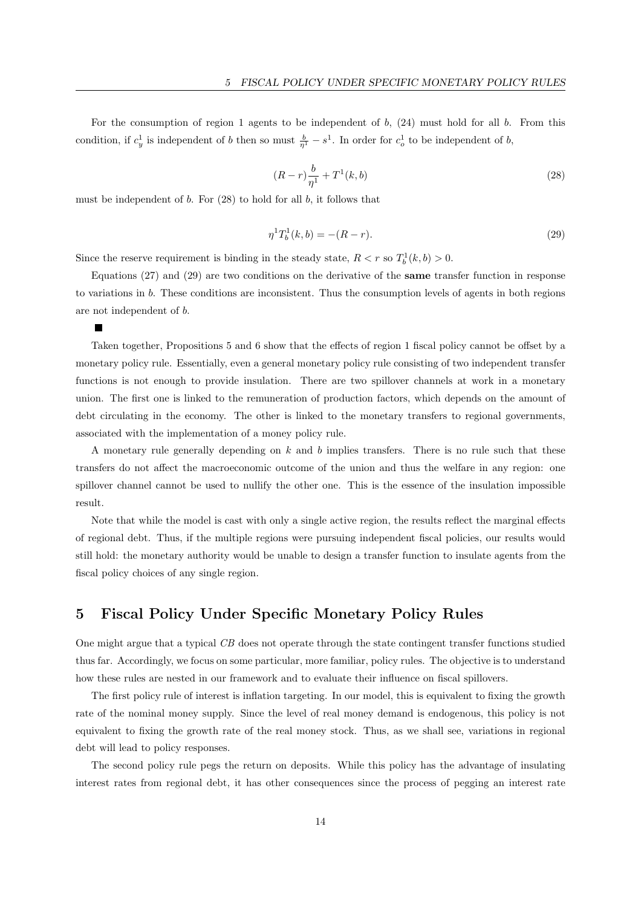For the consumption of region 1 agents to be independent of $b$, (24) must hold for all $b$. From this condition, if $c_y^1$ is independent of $b$ then so must $\frac{b}{\eta^1} - s^1$. In order for $c_o^1$ to be independent of $b$,

$$(R-r)\frac{b}{\eta^1} + T^1(k,b) \tag{28}$$

must be independent of $b$. For (28) to hold for all $b$, it follows that

$$\eta^1 T_b^1(k,b) = -(R-r). \tag{29}$$

Since the reserve requirement is binding in the steady state, $R < r$ so $T_b^1(k,b) > 0$.

Equations (27) and (29) are two conditions on the derivative of the **same** transfer function in response to variations in $b$. These conditions are inconsistent. Thus the consumption levels of agents in both regions are not independent of $b$.

■

Taken together, Propositions 5 and 6 show that the effects of region 1 fiscal policy cannot be offset by a monetary policy rule. Essentially, even a general monetary policy rule consisting of two independent transfer functions is not enough to provide insulation. There are two spillover channels at work in a monetary union. The first one is linked to the remuneration of production factors, which depends on the amount of debt circulating in the economy. The other is linked to the monetary transfers to regional governments, associated with the implementation of a money policy rule.

A monetary rule generally depending on $k$ and $b$ implies transfers. There is no rule such that these transfers do not affect the macroeconomic outcome of the union and thus the welfare in any region: one spillover channel cannot be used to nullify the other one. This is the essence of the insulation impossible result.

Note that while the model is cast with only a single active region, the results reflect the marginal effects of regional debt. Thus, if the multiple regions were pursuing independent fiscal policies, our results would still hold: the monetary authority would be unable to design a transfer function to insulate agents from the fiscal policy choices of any single region.

## 5 Fiscal Policy Under Specific Monetary Policy Rules

One might argue that a typical *CB* does not operate through the state contingent transfer functions studied thus far. Accordingly, we focus on some particular, more familiar, policy rules. The objective is to understand how these rules are nested in our framework and to evaluate their influence on fiscal spillovers.

The first policy rule of interest is inflation targeting. In our model, this is equivalent to fixing the growth rate of the nominal money supply. Since the level of real money demand is endogenous, this policy is not equivalent to fixing the growth rate of the real money stock. Thus, as we shall see, variations in regional debt will lead to policy responses.

The second policy rule pegs the return on deposits. While this policy has the advantage of insulating interest rates from regional debt, it has other consequences since the process of pegging an interest rate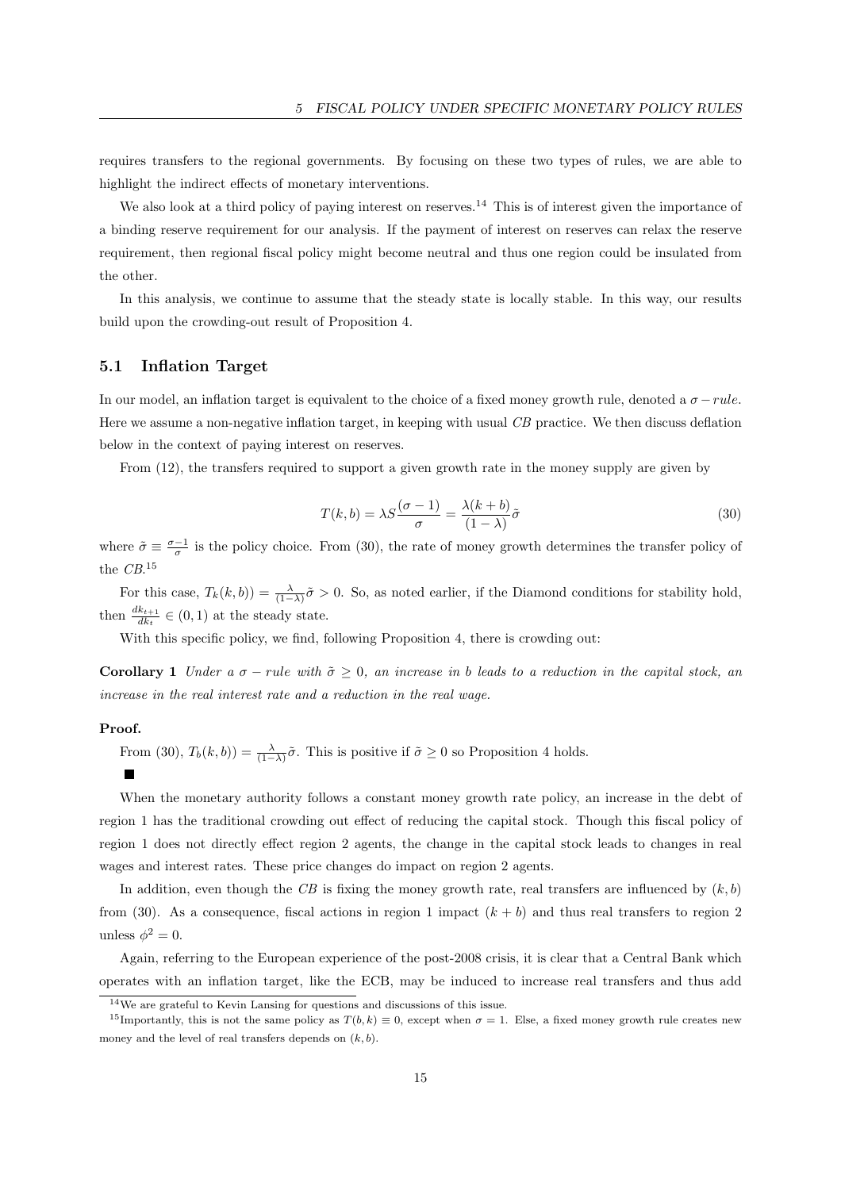requires transfers to the regional governments. By focusing on these two types of rules, we are able to highlight the indirect effects of monetary interventions.

We also look at a third policy of paying interest on reserves.[14] This is of interest given the importance of a binding reserve requirement for our analysis. If the payment of interest on reserves can relax the reserve requirement, then regional fiscal policy might become neutral and thus one region could be insulated from the other.

In this analysis, we continue to assume that the steady state is locally stable. In this way, our results build upon the crowding-out result of Proposition 4.

## 5.1 Inflation Target

In our model, an inflation target is equivalent to the choice of a fixed money growth rule, denoted a $\sigma - rule$. Here we assume a non-negative inflation target, in keeping with usual *CB* practice. We then discuss deflation below in the context of paying interest on reserves.

From (12), the transfers required to support a given growth rate in the money supply are given by

$$T(k,b) = \lambda S \frac{(\sigma - 1)}{\sigma} = \frac{\lambda(k+b)}{(1-\lambda)}\tilde{\sigma} \tag{30}$$

where $\tilde{\sigma} \equiv \frac{\sigma-1}{\sigma}$ is the policy choice. From (30), the rate of money growth determines the transfer policy of the *CB*.[15]

For this case, $T_k(k,b)) = \frac{\lambda}{(1-\lambda)}\tilde{\sigma} > 0$. So, as noted earlier, if the Diamond conditions for stability hold, then $\frac{dk_{t+1}}{dk_t} \in (0,1)$ at the steady state.

With this specific policy, we find, following Proposition 4, there is crowding out:

**Corollary 1** *Under a $\sigma - rule$ with $\tilde{\sigma} \geq 0$, an increase in b leads to a reduction in the capital stock, an increase in the real interest rate and a reduction in the real wage.*

**Proof.**

From (30), $T_b(k,b)) = \frac{\lambda}{(1-\lambda)}\tilde{\sigma}$. This is positive if $\tilde{\sigma} \geq 0$ so Proposition 4 holds.

■

When the monetary authority follows a constant money growth rate policy, an increase in the debt of region 1 has the traditional crowding out effect of reducing the capital stock. Though this fiscal policy of region 1 does not directly effect region 2 agents, the change in the capital stock leads to changes in real wages and interest rates. These price changes do impact on region 2 agents.

In addition, even though the *CB* is fixing the money growth rate, real transfers are influenced by $(k,b)$ from (30). As a consequence, fiscal actions in region 1 impact $(k+b)$ and thus real transfers to region 2 unless $\phi^2 = 0$.

Again, referring to the European experience of the post-2008 crisis, it is clear that a Central Bank which operates with an inflation target, like the ECB, may be induced to increase real transfers and thus add

[14] We are grateful to Kevin Lansing for questions and discussions of this issue.

[15] Importantly, this is not the same policy as $T(b,k) \equiv 0$, except when $\sigma = 1$. Else, a fixed money growth rule creates new money and the level of real transfers depends on $(k,b)$.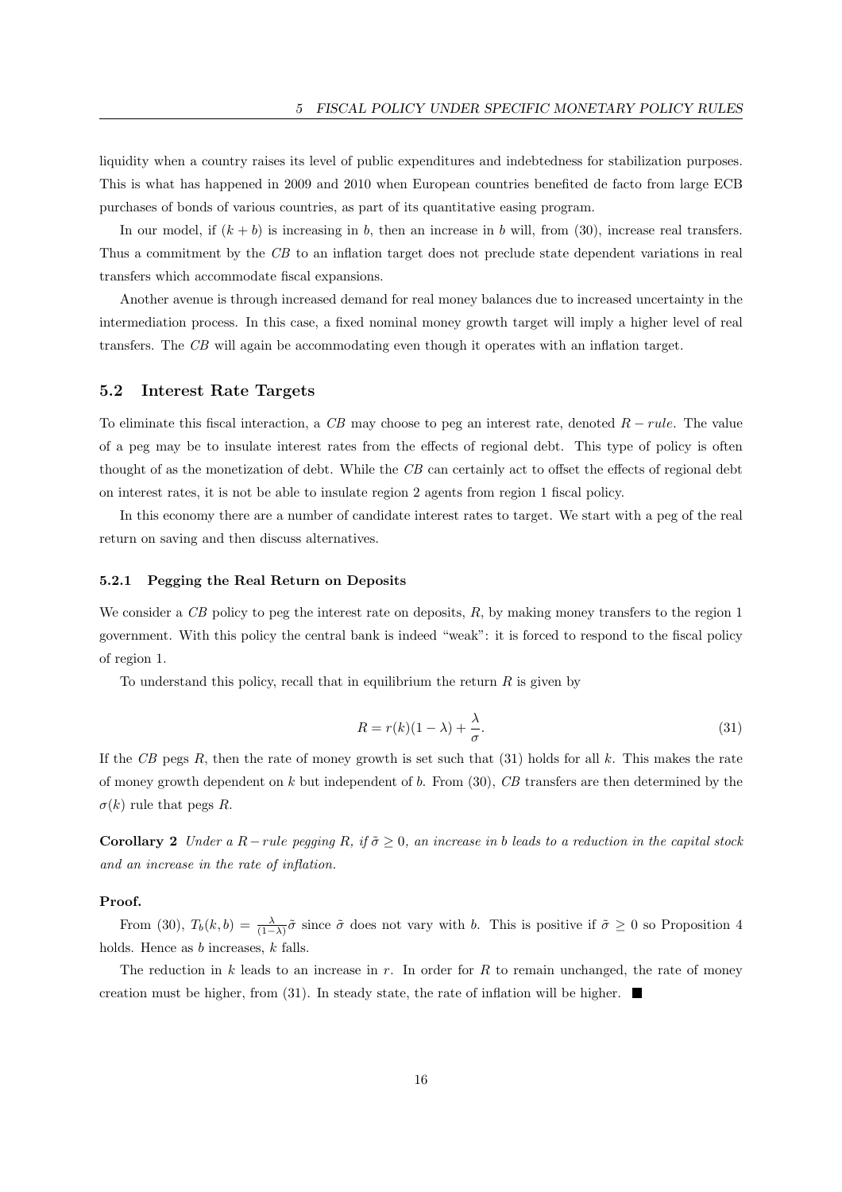liquidity when a country raises its level of public expenditures and indebtedness for stabilization purposes. This is what has happened in 2009 and 2010 when European countries benefited de facto from large ECB purchases of bonds of various countries, as part of its quantitative easing program.

In our model, if $(k + b)$ is increasing in $b$, then an increase in $b$ will, from (30), increase real transfers. Thus a commitment by the *CB* to an inflation target does not preclude state dependent variations in real transfers which accommodate fiscal expansions.

Another avenue is through increased demand for real money balances due to increased uncertainty in the intermediation process. In this case, a fixed nominal money growth target will imply a higher level of real transfers. The *CB* will again be accommodating even though it operates with an inflation target.

## 5.2 Interest Rate Targets

To eliminate this fiscal interaction, a *CB* may choose to peg an interest rate, denoted $R - rule$. The value of a peg may be to insulate interest rates from the effects of regional debt. This type of policy is often thought of as the monetization of debt. While the *CB* can certainly act to offset the effects of regional debt on interest rates, it is not be able to insulate region 2 agents from region 1 fiscal policy.

In this economy there are a number of candidate interest rates to target. We start with a peg of the real return on saving and then discuss alternatives.

### 5.2.1 Pegging the Real Return on Deposits

We consider a *CB* policy to peg the interest rate on deposits, $R$, by making money transfers to the region 1 government. With this policy the central bank is indeed "weak": it is forced to respond to the fiscal policy of region 1.

To understand this policy, recall that in equilibrium the return $R$ is given by

$$R = r(k)(1-\lambda) + \frac{\lambda}{\sigma}. \tag{31}$$

If the *CB* pegs $R$, then the rate of money growth is set such that (31) holds for all $k$. This makes the rate of money growth dependent on $k$ but independent of $b$. From (30), *CB* transfers are then determined by the $\sigma(k)$ rule that pegs $R$.

**Corollary 2** *Under a $R - rule$ pegging $R$, if $\tilde{\sigma} \geq 0$, an increase in $b$ leads to a reduction in the capital stock and an increase in the rate of inflation.*

**Proof.**

From (30), $T_b(k, b) = \frac{\lambda}{(1-\lambda)}\tilde{\sigma}$ since $\tilde{\sigma}$ does not vary with $b$. This is positive if $\tilde{\sigma} \geq 0$ so Proposition 4 holds. Hence as $b$ increases, $k$ falls.

The reduction in $k$ leads to an increase in $r$. In order for $R$ to remain unchanged, the rate of money creation must be higher, from (31). In steady state, the rate of inflation will be higher. ■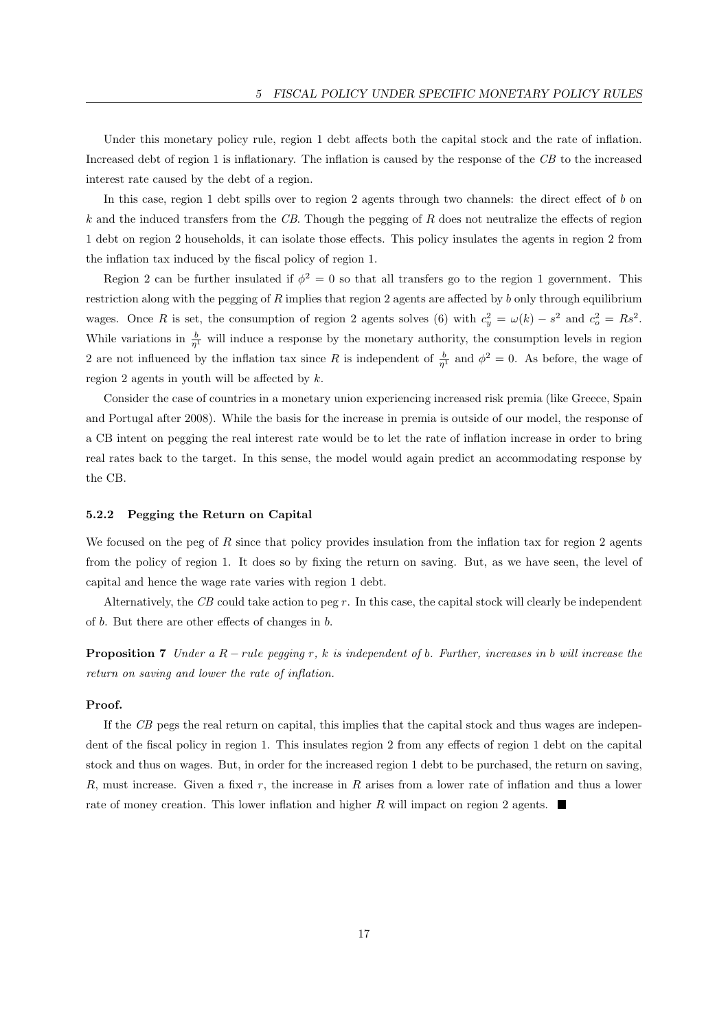Under this monetary policy rule, region 1 debt affects both the capital stock and the rate of inflation. Increased debt of region 1 is inflationary. The inflation is caused by the response of the *CB* to the increased interest rate caused by the debt of a region.

In this case, region 1 debt spills over to region 2 agents through two channels: the direct effect of $b$ on $k$ and the induced transfers from the *CB*. Though the pegging of $R$ does not neutralize the effects of region 1 debt on region 2 households, it can isolate those effects. This policy insulates the agents in region 2 from the inflation tax induced by the fiscal policy of region 1.

Region 2 can be further insulated if $\phi^2 = 0$ so that all transfers go to the region 1 government. This restriction along with the pegging of $R$ implies that region 2 agents are affected by $b$ only through equilibrium wages. Once $R$ is set, the consumption of region 2 agents solves (6) with $c_y^2 = \omega(k) - s^2$ and $c_o^2 = Rs^2$. While variations in $\frac{b}{\eta^1}$ will induce a response by the monetary authority, the consumption levels in region 2 are not influenced by the inflation tax since $R$ is independent of $\frac{b}{\eta^1}$ and $\phi^2 = 0$. As before, the wage of region 2 agents in youth will be affected by $k$.

Consider the case of countries in a monetary union experiencing increased risk premia (like Greece, Spain and Portugal after 2008). While the basis for the increase in premia is outside of our model, the response of a CB intent on pegging the real interest rate would be to let the rate of inflation increase in order to bring real rates back to the target. In this sense, the model would again predict an accommodating response by the CB.

### 5.2.2 Pegging the Return on Capital

We focused on the peg of $R$ since that policy provides insulation from the inflation tax for region 2 agents from the policy of region 1. It does so by fixing the return on saving. But, as we have seen, the level of capital and hence the wage rate varies with region 1 debt.

Alternatively, the *CB* could take action to peg $r$. In this case, the capital stock will clearly be independent of $b$. But there are other effects of changes in $b$.

**Proposition 7** *Under a $R-rule$ pegging $r$, $k$ is independent of $b$. Further, increases in $b$ will increase the return on saving and lower the rate of inflation.*

**Proof.**

If the *CB* pegs the real return on capital, this implies that the capital stock and thus wages are independent of the fiscal policy in region 1. This insulates region 2 from any effects of region 1 debt on the capital stock and thus on wages. But, in order for the increased region 1 debt to be purchased, the return on saving, $R$, must increase. Given a fixed $r$, the increase in $R$ arises from a lower rate of inflation and thus a lower rate of money creation. This lower inflation and higher $R$ will impact on region 2 agents. ■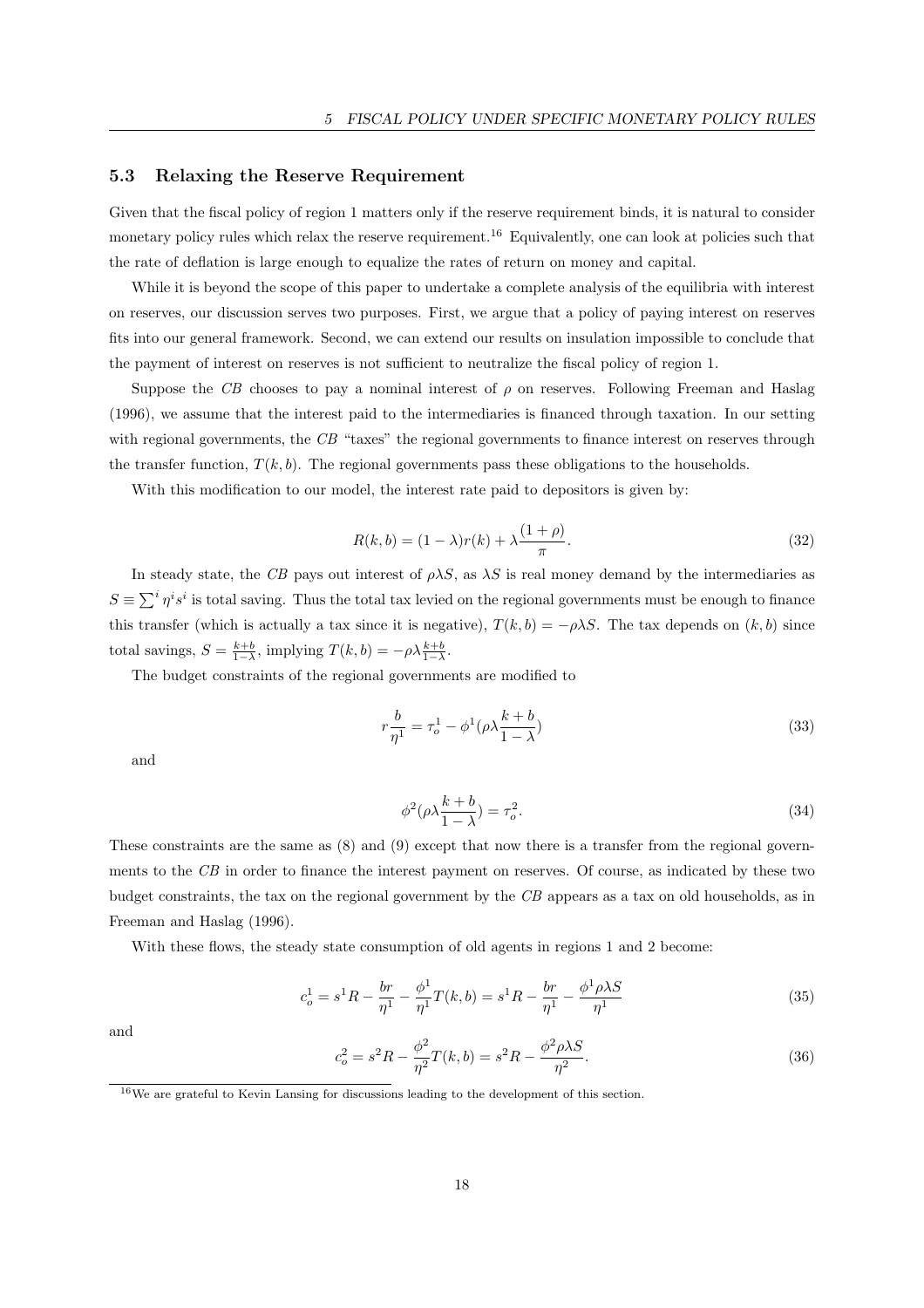### 5.3 Relaxing the Reserve Requirement

Given that the fiscal policy of region 1 matters only if the reserve requirement binds, it is natural to consider monetary policy rules which relax the reserve requirement.[16] Equivalently, one can look at policies such that the rate of deflation is large enough to equalize the rates of return on money and capital.

While it is beyond the scope of this paper to undertake a complete analysis of the equilibria with interest on reserves, our discussion serves two purposes. First, we argue that a policy of paying interest on reserves fits into our general framework. Second, we can extend our results on insulation impossible to conclude that the payment of interest on reserves is not sufficient to neutralize the fiscal policy of region 1.

Suppose the *CB* chooses to pay a nominal interest of $\rho$ on reserves. Following Freeman and Haslag (1996), we assume that the interest paid to the intermediaries is financed through taxation. In our setting with regional governments, the *CB* "taxes" the regional governments to finance interest on reserves through the transfer function, $T(k, b)$. The regional governments pass these obligations to the households.

With this modification to our model, the interest rate paid to depositors is given by:

$$R(k, b) = (1 - \lambda)r(k) + \lambda\frac{(1 + \rho)}{\pi}. \tag{32}$$

In steady state, the *CB* pays out interest of $\rho\lambda S$, as $\lambda S$ is real money demand by the intermediaries as $S \equiv \sum^i \eta^i s^i$ is total saving. Thus the total tax levied on the regional governments must be enough to finance this transfer (which is actually a tax since it is negative), $T(k, b) = -\rho\lambda S$. The tax depends on $(k, b)$ since total savings, $S = \frac{k+b}{1-\lambda}$, implying $T(k, b) = -\rho\lambda\frac{k+b}{1-\lambda}$.

The budget constraints of the regional governments are modified to

$$r\frac{b}{\eta^1} = \tau_o^1 - \phi^1(\rho\lambda\frac{k+b}{1-\lambda}) \tag{33}$$

and

$$\phi^2(\rho\lambda\frac{k+b}{1-\lambda}) = \tau_o^2. \tag{34}$$

These constraints are the same as (8) and (9) except that now there is a transfer from the regional governments to the *CB* in order to finance the interest payment on reserves. Of course, as indicated by these two budget constraints, the tax on the regional government by the *CB* appears as a tax on old households, as in Freeman and Haslag (1996).

With these flows, the steady state consumption of old agents in regions 1 and 2 become:

$$c_o^1 = s^1 R - \frac{br}{\eta^1} - \frac{\phi^1}{\eta^1}T(k, b) = s^1 R - \frac{br}{\eta^1} - \frac{\phi^1\rho\lambda S}{\eta^1} \tag{35}$$

and

$$c_o^2 = s^2 R - \frac{\phi^2}{\eta^2}T(k, b) = s^2 R - \frac{\phi^2\rho\lambda S}{\eta^2}. \tag{36}$$

[16] We are grateful to Kevin Lansing for discussions leading to the development of this section.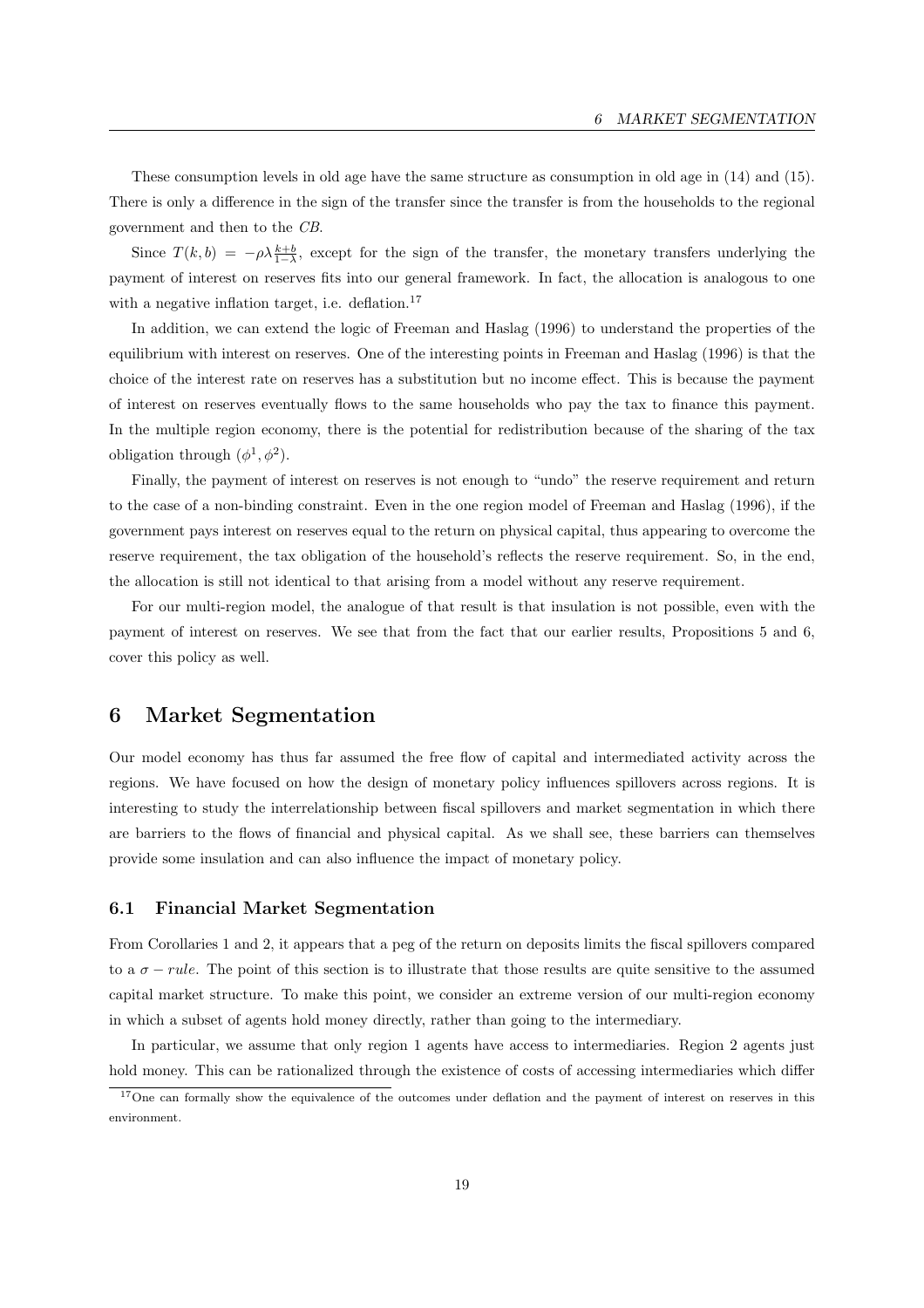These consumption levels in old age have the same structure as consumption in old age in (14) and (15). There is only a difference in the sign of the transfer since the transfer is from the households to the regional government and then to the *CB*.

Since $T(k, b) = -\rho\lambda\frac{k+b}{1-\lambda}$, except for the sign of the transfer, the monetary transfers underlying the payment of interest on reserves fits into our general framework. In fact, the allocation is analogous to one with a negative inflation target, i.e. deflation.[17]

In addition, we can extend the logic of Freeman and Haslag (1996) to understand the properties of the equilibrium with interest on reserves. One of the interesting points in Freeman and Haslag (1996) is that the choice of the interest rate on reserves has a substitution but no income effect. This is because the payment of interest on reserves eventually flows to the same households who pay the tax to finance this payment. In the multiple region economy, there is the potential for redistribution because of the sharing of the tax obligation through $(\phi^1, \phi^2)$.

Finally, the payment of interest on reserves is not enough to "undo" the reserve requirement and return to the case of a non-binding constraint. Even in the one region model of Freeman and Haslag (1996), if the government pays interest on reserves equal to the return on physical capital, thus appearing to overcome the reserve requirement, the tax obligation of the household's reflects the reserve requirement. So, in the end, the allocation is still not identical to that arising from a model without any reserve requirement.

For our multi-region model, the analogue of that result is that insulation is not possible, even with the payment of interest on reserves. We see that from the fact that our earlier results, Propositions 5 and 6, cover this policy as well.

# 6 Market Segmentation

Our model economy has thus far assumed the free flow of capital and intermediated activity across the regions. We have focused on how the design of monetary policy influences spillovers across regions. It is interesting to study the interrelationship between fiscal spillovers and market segmentation in which there are barriers to the flows of financial and physical capital. As we shall see, these barriers can themselves provide some insulation and can also influence the impact of monetary policy.

## 6.1 Financial Market Segmentation

From Corollaries 1 and 2, it appears that a peg of the return on deposits limits the fiscal spillovers compared to a $\sigma - rule$. The point of this section is to illustrate that those results are quite sensitive to the assumed capital market structure. To make this point, we consider an extreme version of our multi-region economy in which a subset of agents hold money directly, rather than going to the intermediary.

In particular, we assume that only region 1 agents have access to intermediaries. Region 2 agents just hold money. This can be rationalized through the existence of costs of accessing intermediaries which differ

[17] One can formally show the equivalence of the outcomes under deflation and the payment of interest on reserves in this environment.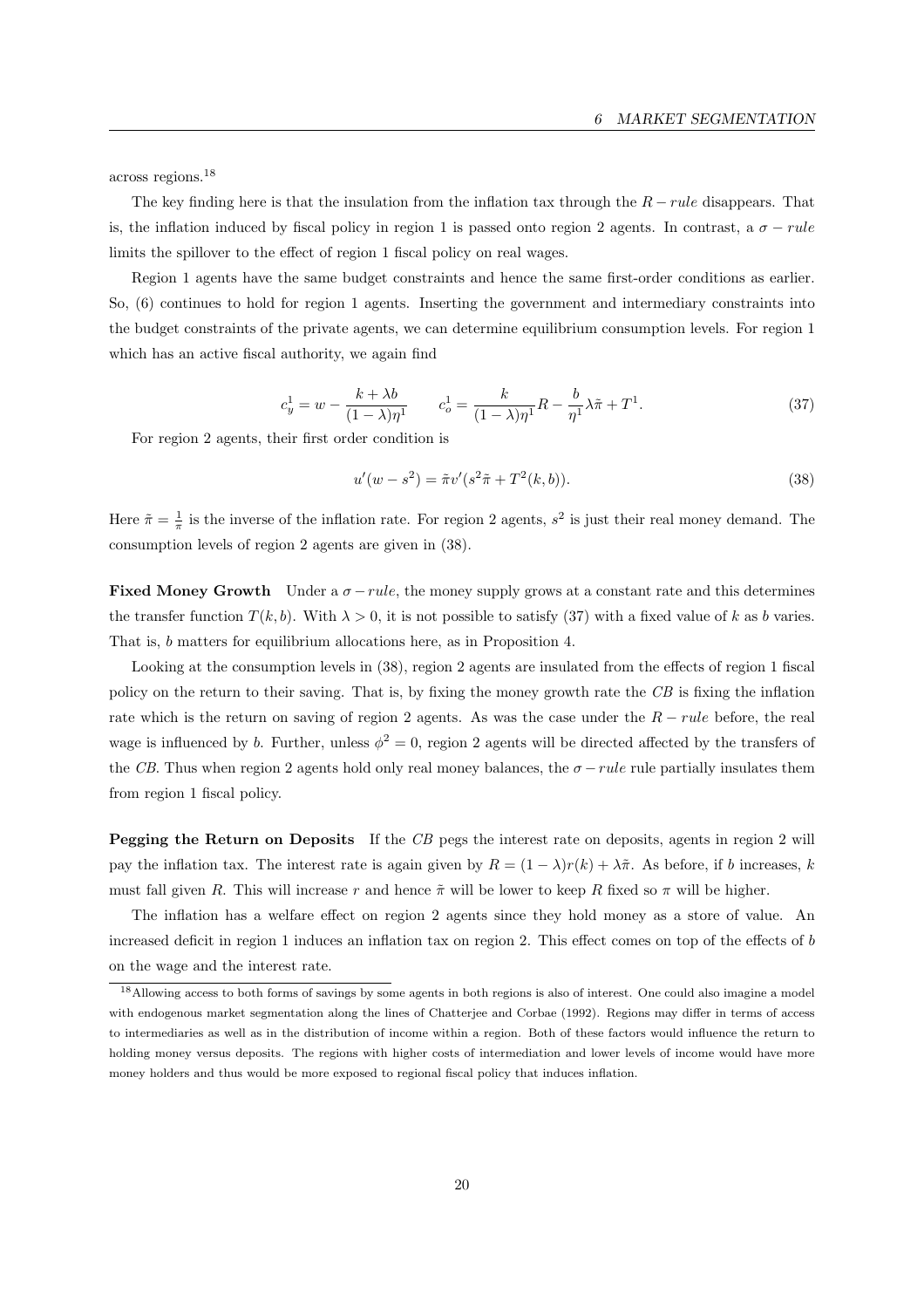across regions.[18]

The key finding here is that the insulation from the inflation tax through the $R-rule$ disappears. That is, the inflation induced by fiscal policy in region 1 is passed onto region 2 agents. In contrast, a $\sigma-rule$ limits the spillover to the effect of region 1 fiscal policy on real wages.

Region 1 agents have the same budget constraints and hence the same first-order conditions as earlier. So, (6) continues to hold for region 1 agents. Inserting the government and intermediary constraints into the budget constraints of the private agents, we can determine equilibrium consumption levels. For region 1 which has an active fiscal authority, we again find

$$c_y^1 = w - \frac{k + \lambda b}{(1-\lambda)\eta^1} \qquad c_o^1 = \frac{k}{(1-\lambda)\eta^1}R - \frac{b}{\eta^1}\lambda\tilde{\pi} + T^1. \tag{37}$$

For region 2 agents, their first order condition is

$$u'(w - s^2) = \tilde{\pi}v'(s^2\tilde{\pi} + T^2(k,b)). \tag{38}$$

Here $\tilde{\pi} = \frac{1}{\pi}$ is the inverse of the inflation rate. For region 2 agents, $s^2$ is just their real money demand. The consumption levels of region 2 agents are given in (38).

**Fixed Money Growth** Under a $\sigma-rule$, the money supply grows at a constant rate and this determines the transfer function $T(k,b)$. With $\lambda > 0$, it is not possible to satisfy (37) with a fixed value of $k$ as $b$ varies. That is, $b$ matters for equilibrium allocations here, as in Proposition 4.

Looking at the consumption levels in (38), region 2 agents are insulated from the effects of region 1 fiscal policy on the return to their saving. That is, by fixing the money growth rate the *CB* is fixing the inflation rate which is the return on saving of region 2 agents. As was the case under the $R-rule$ before, the real wage is influenced by $b$. Further, unless $\phi^2 = 0$, region 2 agents will be directed affected by the transfers of the *CB*. Thus when region 2 agents hold only real money balances, the $\sigma-rule$ rule partially insulates them from region 1 fiscal policy.

**Pegging the Return on Deposits** If the *CB* pegs the interest rate on deposits, agents in region 2 will pay the inflation tax. The interest rate is again given by $R = (1-\lambda)r(k) + \lambda\tilde{\pi}$. As before, if $b$ increases, $k$ must fall given $R$. This will increase $r$ and hence $\tilde{\pi}$ will be lower to keep $R$ fixed so $\pi$ will be higher.

The inflation has a welfare effect on region 2 agents since they hold money as a store of value. An increased deficit in region 1 induces an inflation tax on region 2. This effect comes on top of the effects of $b$ on the wage and the interest rate.

[18] Allowing access to both forms of savings by some agents in both regions is also of interest. One could also imagine a model with endogenous market segmentation along the lines of Chatterjee and Corbae (1992). Regions may differ in terms of access to intermediaries as well as in the distribution of income within a region. Both of these factors would influence the return to holding money versus deposits. The regions with higher costs of intermediation and lower levels of income would have more money holders and thus would be more exposed to regional fiscal policy that induces inflation.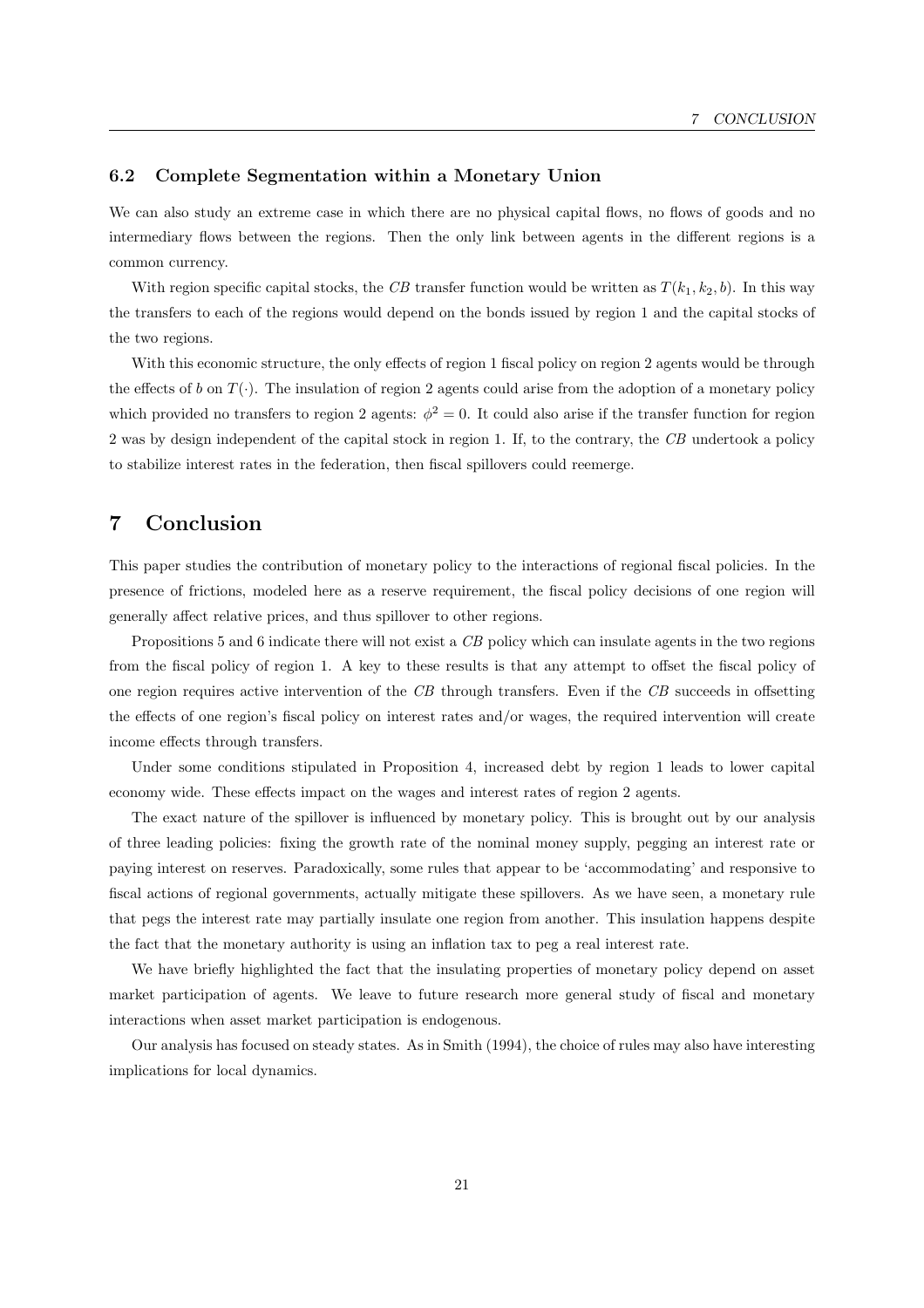### 6.2 Complete Segmentation within a Monetary Union

We can also study an extreme case in which there are no physical capital flows, no flows of goods and no intermediary flows between the regions. Then the only link between agents in the different regions is a common currency.

With region specific capital stocks, the *CB* transfer function would be written as $T(k_1, k_2, b)$. In this way the transfers to each of the regions would depend on the bonds issued by region 1 and the capital stocks of the two regions.

With this economic structure, the only effects of region 1 fiscal policy on region 2 agents would be through the effects of $b$ on $T(\cdot)$. The insulation of region 2 agents could arise from the adoption of a monetary policy which provided no transfers to region 2 agents: $\phi^2 = 0$. It could also arise if the transfer function for region 2 was by design independent of the capital stock in region 1. If, to the contrary, the *CB* undertook a policy to stabilize interest rates in the federation, then fiscal spillovers could reemerge.

# 7 Conclusion

This paper studies the contribution of monetary policy to the interactions of regional fiscal policies. In the presence of frictions, modeled here as a reserve requirement, the fiscal policy decisions of one region will generally affect relative prices, and thus spillover to other regions.

Propositions 5 and 6 indicate there will not exist a *CB* policy which can insulate agents in the two regions from the fiscal policy of region 1. A key to these results is that any attempt to offset the fiscal policy of one region requires active intervention of the *CB* through transfers. Even if the *CB* succeeds in offsetting the effects of one region's fiscal policy on interest rates and/or wages, the required intervention will create income effects through transfers.

Under some conditions stipulated in Proposition 4, increased debt by region 1 leads to lower capital economy wide. These effects impact on the wages and interest rates of region 2 agents.

The exact nature of the spillover is influenced by monetary policy. This is brought out by our analysis of three leading policies: fixing the growth rate of the nominal money supply, pegging an interest rate or paying interest on reserves. Paradoxically, some rules that appear to be 'accommodating' and responsive to fiscal actions of regional governments, actually mitigate these spillovers. As we have seen, a monetary rule that pegs the interest rate may partially insulate one region from another. This insulation happens despite the fact that the monetary authority is using an inflation tax to peg a real interest rate.

We have briefly highlighted the fact that the insulating properties of monetary policy depend on asset market participation of agents. We leave to future research more general study of fiscal and monetary interactions when asset market participation is endogenous.

Our analysis has focused on steady states. As in Smith (1994), the choice of rules may also have interesting implications for local dynamics.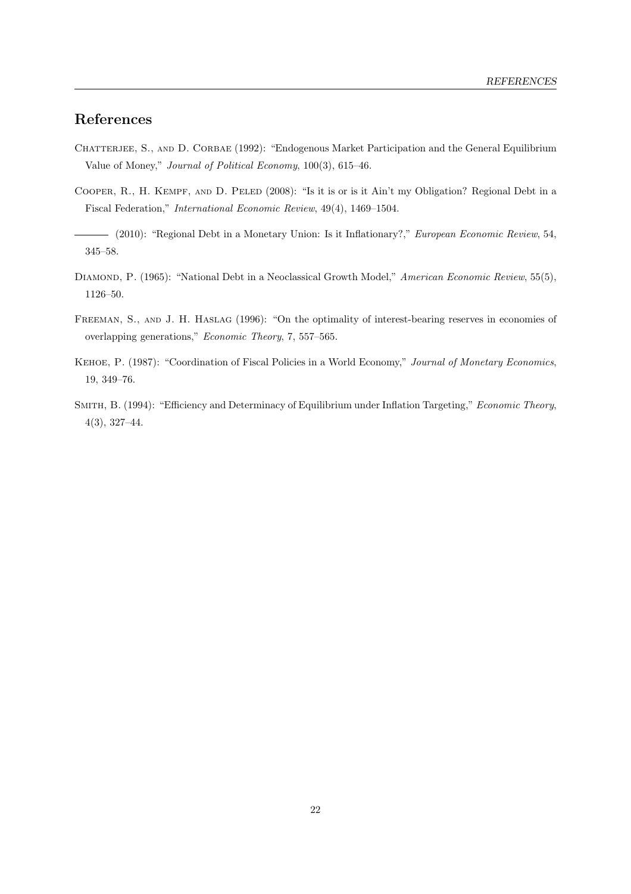# References

Chatterjee, S., and D. Corbae (1992): "Endogenous Market Participation and the General Equilibrium Value of Money," *Journal of Political Economy*, 100(3), 615–46.

Cooper, R., H. Kempf, and D. Peled (2008): "Is it is or is it Ain't my Obligation? Regional Debt in a Fiscal Federation," *International Economic Review*, 49(4), 1469–1504.

——— (2010): "Regional Debt in a Monetary Union: Is it Inflationary?," *European Economic Review*, 54, 345–58.

Diamond, P. (1965): "National Debt in a Neoclassical Growth Model," *American Economic Review*, 55(5), 1126–50.

Freeman, S., and J. H. Haslag (1996): "On the optimality of interest-bearing reserves in economies of overlapping generations," *Economic Theory*, 7, 557–565.

Kehoe, P. (1987): "Coordination of Fiscal Policies in a World Economy," *Journal of Monetary Economics*, 19, 349–76.

Smith, B. (1994): "Efficiency and Determinacy of Equilibrium under Inflation Targeting," *Economic Theory*, 4(3), 327–44.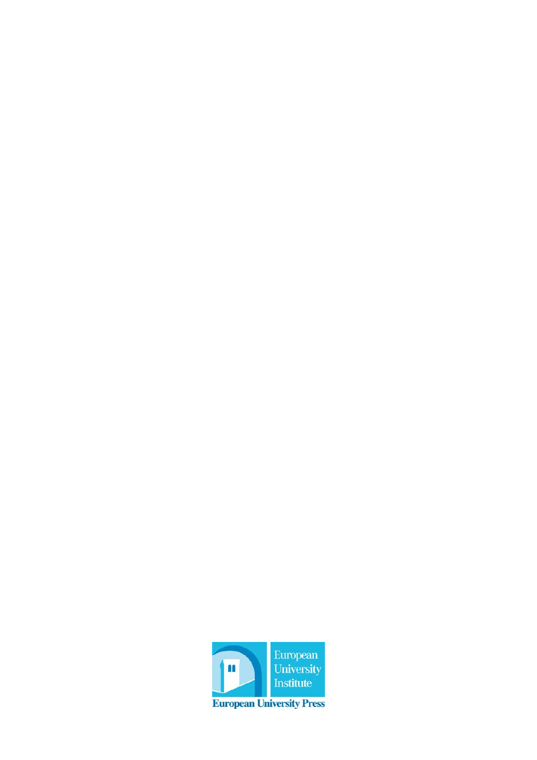European University Institute

European University Press